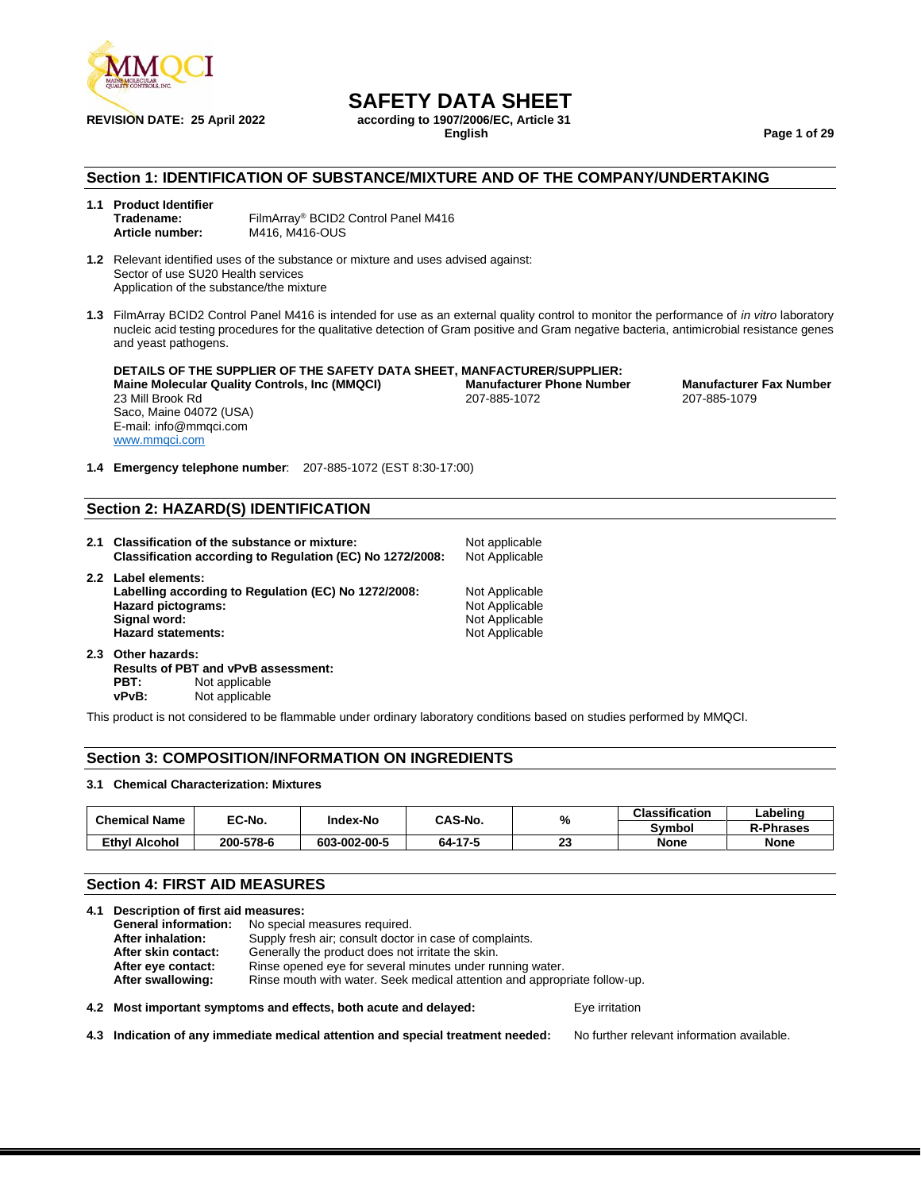# SAFETY DATA SHEET

**REVISION DATE: 25 April 2022**

**according to 1907/2006/EC, Article 31**
**English**

## Section 1: IDENTIFICATION OF SUBSTANCE/MIXTURE AND OF THE COMPANY/UNDERTAKING

**1.1 Product Identifier**

**Tradename:** FilmArray® BCID2 Control Panel M416
**Article number:** M416, M416-OUS

**1.2** Relevant identified uses of the substance or mixture and uses advised against:
Sector of use SU20 Health services
Application of the substance/the mixture

**1.3** FilmArray BCID2 Control Panel M416 is intended for use as an external quality control to monitor the performance of *in vitro* laboratory nucleic acid testing procedures for the qualitative detection of Gram positive and Gram negative bacteria, antimicrobial resistance genes and yeast pathogens.

**DETAILS OF THE SUPPLIER OF THE SAFETY DATA SHEET, MANFACTURER/SUPPLIER:**

**Maine Molecular Quality Controls, Inc (MMQCI)**
23 Mill Brook Rd
Saco, Maine 04072 (USA)
E-mail: info@mmqci.com
www.mmqci.com

**Manufacturer Phone Number**
207-885-1072

**Manufacturer Fax Number**
207-885-1079

**1.4 Emergency telephone number**: 207-885-1072 (EST 8:30-17:00)

## Section 2: HAZARD(S) IDENTIFICATION

**2.1 Classification of the substance or mixture:** Not applicable
**Classification according to Regulation (EC) No 1272/2008:** Not Applicable

**2.2 Label elements:**
**Labelling according to Regulation (EC) No 1272/2008:** Not Applicable
**Hazard pictograms:** Not Applicable
**Signal word:** Not Applicable
**Hazard statements:** Not Applicable

**2.3 Other hazards:**
**Results of PBT and vPvB assessment:**
**PBT:** Not applicable
**vPvB:** Not applicable

This product is not considered to be flammable under ordinary laboratory conditions based on studies performed by MMQCI.

## Section 3: COMPOSITION/INFORMATION ON INGREDIENTS

**3.1 Chemical Characterization: Mixtures**

| Chemical Name | EC-No. | Index-No | CAS-No. | % | Classification | Labeling |
|---|---|---|---|---|---|---|
| | | | | | Symbol | R-Phrases |
| **Ethyl Alcohol** | **200-578-6** | **603-002-00-5** | **64-17-5** | **23** | **None** | **None** |

## Section 4: FIRST AID MEASURES

**4.1 Description of first aid measures:**
**General information:** No special measures required.
**After inhalation:** Supply fresh air; consult doctor in case of complaints.
**After skin contact:** Generally the product does not irritate the skin.
**After eye contact:** Rinse opened eye for several minutes under running water.
**After swallowing:** Rinse mouth with water. Seek medical attention and appropriate follow-up.

**4.2 Most important symptoms and effects, both acute and delayed:** Eye irritation

**4.3 Indication of any immediate medical attention and special treatment needed:** No further relevant information available.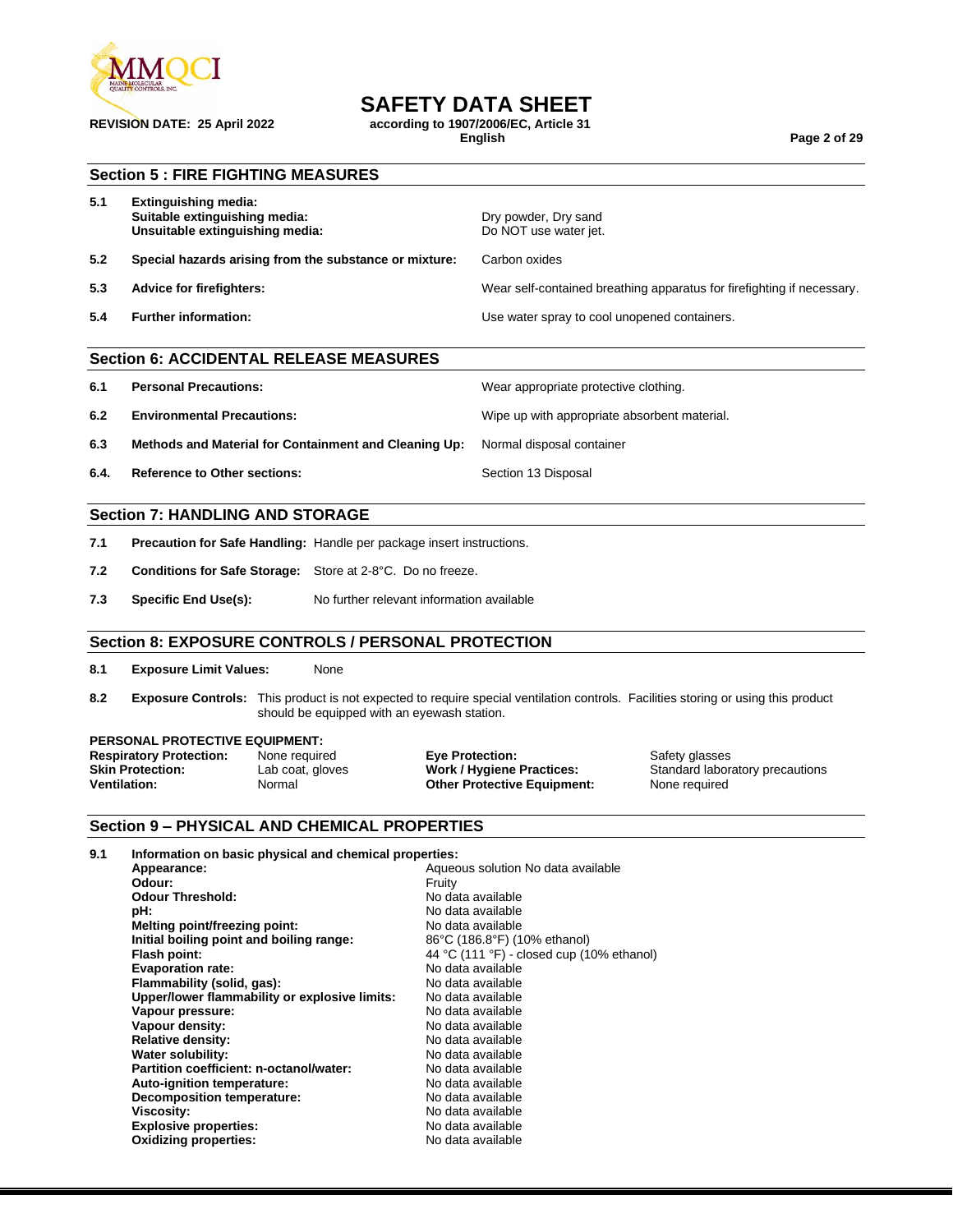## Section 5 : FIRE FIGHTING MEASURES

| | | |
|---|---|---|
| **5.1** | **Extinguishing media:**<br>**Suitable extinguishing media:**<br>**Unsuitable extinguishing media:** | <br>Dry powder, Dry sand<br>Do NOT use water jet. |
| **5.2** | **Special hazards arising from the substance or mixture:** | Carbon oxides |
| **5.3** | **Advice for firefighters:** | Wear self-contained breathing apparatus for firefighting if necessary. |
| **5.4** | **Further information:** | Use water spray to cool unopened containers. |

## Section 6: ACCIDENTAL RELEASE MEASURES

| | | |
|---|---|---|
| **6.1** | **Personal Precautions:** | Wear appropriate protective clothing. |
| **6.2** | **Environmental Precautions:** | Wipe up with appropriate absorbent material. |
| **6.3** | **Methods and Material for Containment and Cleaning Up:** | Normal disposal container |
| **6.4.** | **Reference to Other sections:** | Section 13 Disposal |

## Section 7: HANDLING AND STORAGE

**7.1** **Precaution for Safe Handling:** Handle per package insert instructions.

**7.2** **Conditions for Safe Storage:** Store at 2-8°C. Do no freeze.

**7.3** **Specific End Use(s):** No further relevant information available

## Section 8: EXPOSURE CONTROLS / PERSONAL PROTECTION

**8.1** **Exposure Limit Values:** None

**8.2** **Exposure Controls:** This product is not expected to require special ventilation controls. Facilities storing or using this product should be equipped with an eyewash station.

**PERSONAL PROTECTIVE EQUIPMENT:**

| | | | |
|---|---|---|---|
| **Respiratory Protection:** | None required | **Eye Protection:** | Safety glasses |
| **Skin Protection:** | Lab coat, gloves | **Work / Hygiene Practices:** | Standard laboratory precautions |
| **Ventilation:** | Normal | **Other Protective Equipment:** | None required |

## Section 9 – PHYSICAL AND CHEMICAL PROPERTIES

**9.1** **Information on basic physical and chemical properties:**

| | |
|---|---|
| **Appearance:** | Aqueous solution No data available |
| **Odour:** | Fruity |
| **Odour Threshold:** | No data available |
| **pH:** | No data available |
| **Melting point/freezing point:** | No data available |
| **Initial boiling point and boiling range:** | 86°C (186.8°F) (10% ethanol) |
| **Flash point:** | 44 °C (111 °F) - closed cup (10% ethanol) |
| **Evaporation rate:** | No data available |
| **Flammability (solid, gas):** | No data available |
| **Upper/lower flammability or explosive limits:** | No data available |
| **Vapour pressure:** | No data available |
| **Vapour density:** | No data available |
| **Relative density:** | No data available |
| **Water solubility:** | No data available |
| **Partition coefficient: n-octanol/water:** | No data available |
| **Auto-ignition temperature:** | No data available |
| **Decomposition temperature:** | No data available |
| **Viscosity:** | No data available |
| **Explosive properties:** | No data available |
| **Oxidizing properties:** | No data available |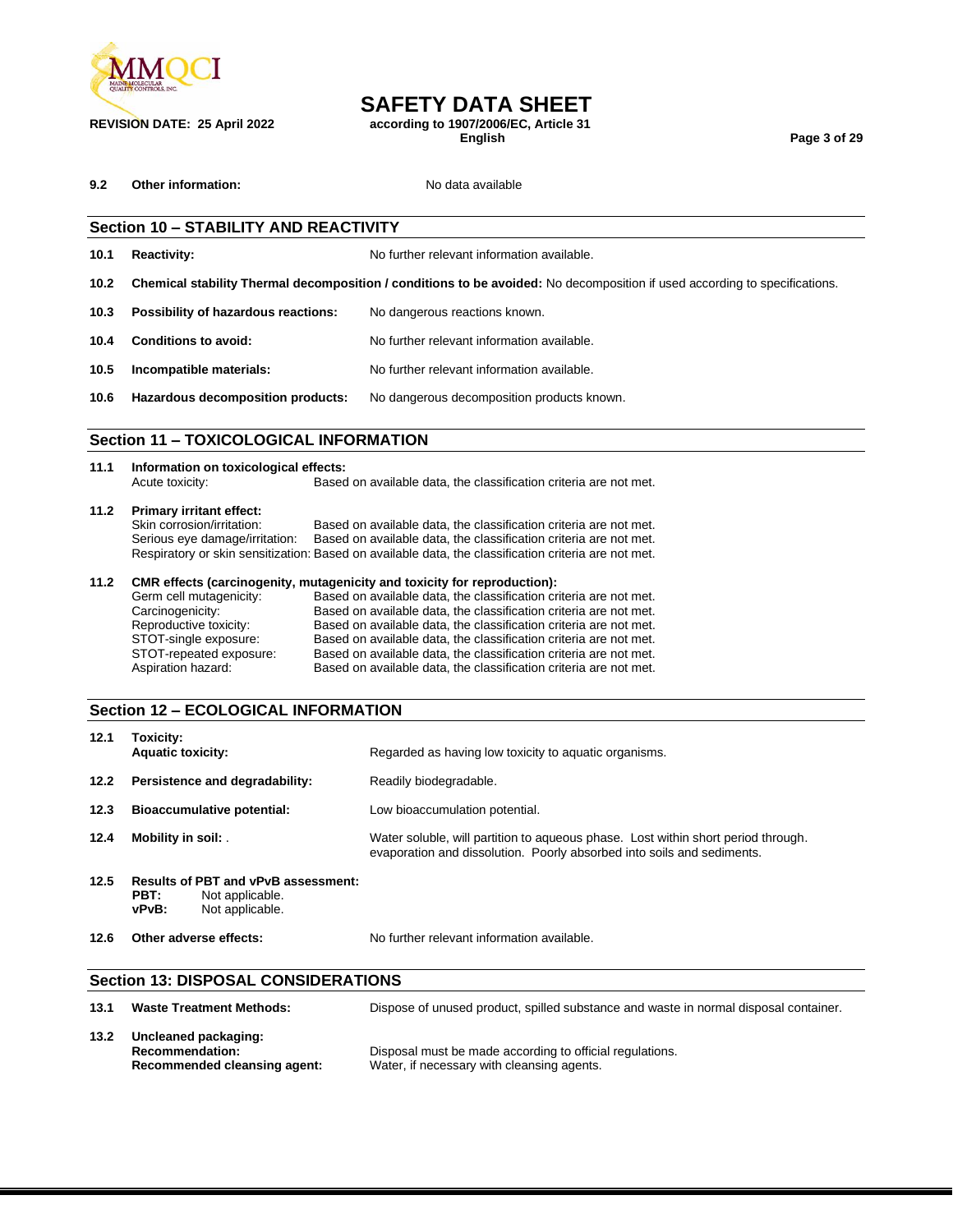**9.2 Other information:** No data available

## Section 10 – STABILITY AND REACTIVITY

**10.1 Reactivity:** No further relevant information available.

**10.2 Chemical stability Thermal decomposition / conditions to be avoided:** No decomposition if used according to specifications.

**10.3 Possibility of hazardous reactions:** No dangerous reactions known.

**10.4 Conditions to avoid:** No further relevant information available.

**10.5 Incompatible materials:** No further relevant information available.

**10.6 Hazardous decomposition products:** No dangerous decomposition products known.

## Section 11 – TOXICOLOGICAL INFORMATION

**11.1 Information on toxicological effects:**

Acute toxicity: Based on available data, the classification criteria are not met.

**11.2 Primary irritant effect:**

Skin corrosion/irritation: Based on available data, the classification criteria are not met.
Serious eye damage/irritation: Based on available data, the classification criteria are not met.
Respiratory or skin sensitization: Based on available data, the classification criteria are not met.

**11.2 CMR effects (carcinogenity, mutagenicity and toxicity for reproduction):**

Germ cell mutagenicity: Based on available data, the classification criteria are not met.
Carcinogenicity: Based on available data, the classification criteria are not met.
Reproductive toxicity: Based on available data, the classification criteria are not met.
STOT-single exposure: Based on available data, the classification criteria are not met.
STOT-repeated exposure: Based on available data, the classification criteria are not met.
Aspiration hazard: Based on available data, the classification criteria are not met.

## Section 12 – ECOLOGICAL INFORMATION

**12.1 Toxicity:**
**Aquatic toxicity:** Regarded as having low toxicity to aquatic organisms.

**12.2 Persistence and degradability:** Readily biodegradable.

**12.3 Bioaccumulative potential:** Low bioaccumulation potential.

**12.4 Mobility in soil: .** Water soluble, will partition to aqueous phase. Lost within short period through. evaporation and dissolution. Poorly absorbed into soils and sediments.

**12.5 Results of PBT and vPvB assessment:**
**PBT:** Not applicable.
**vPvB:** Not applicable.

**12.6 Other adverse effects:** No further relevant information available.

## Section 13: DISPOSAL CONSIDERATIONS

**13.1 Waste Treatment Methods:** Dispose of unused product, spilled substance and waste in normal disposal container.

**13.2 Uncleaned packaging:**
**Recommendation:** Disposal must be made according to official regulations.
**Recommended cleansing agent:** Water, if necessary with cleansing agents.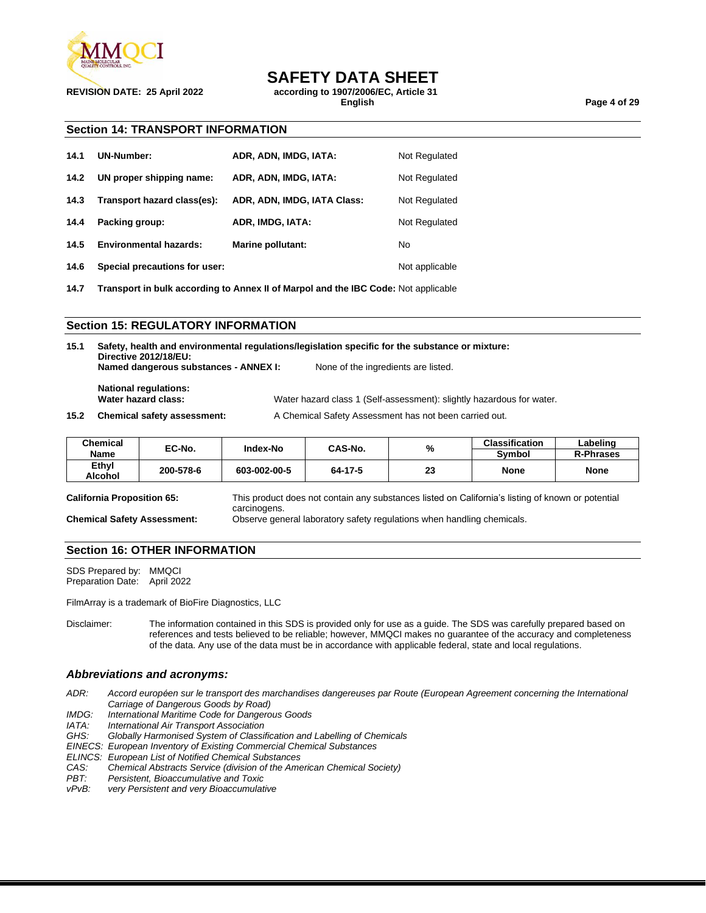## Section 14: TRANSPORT INFORMATION

| | | | |
|---|---|---|---|
| **14.1** | **UN-Number:** | **ADR, ADN, IMDG, IATA:** | Not Regulated |
| **14.2** | **UN proper shipping name:** | **ADR, ADN, IMDG, IATA:** | Not Regulated |
| **14.3** | **Transport hazard class(es):** | **ADR, ADN, IMDG, IATA Class:** | Not Regulated |
| **14.4** | **Packing group:** | **ADR, IMDG, IATA:** | Not Regulated |
| **14.5** | **Environmental hazards:** | **Marine pollutant:** | No |
| **14.6** | **Special precautions for user:** | | Not applicable |

**14.7 Transport in bulk according to Annex II of Marpol and the IBC Code:** Not applicable

## Section 15: REGULATORY INFORMATION

**15.1 Safety, health and environmental regulations/legislation specific for the substance or mixture:**
**Directive 2012/18/EU:**
**Named dangerous substances - ANNEX I:** None of the ingredients are listed.

**National regulations:**
**Water hazard class:** Water hazard class 1 (Self-assessment): slightly hazardous for water.

**15.2 Chemical safety assessment:** A Chemical Safety Assessment has not been carried out.

| Chemical Name | EC-No. | Index-No | CAS-No. | % | Classification Symbol | Labeling R-Phrases |
|---|---|---|---|---|---|---|
| **Ethyl Alcohol** | **200-578-6** | **603-002-00-5** | **64-17-5** | **23** | **None** | **None** |

**California Proposition 65:** This product does not contain any substances listed on California's listing of known or potential carcinogens.

**Chemical Safety Assessment:** Observe general laboratory safety regulations when handling chemicals.

## Section 16: OTHER INFORMATION

SDS Prepared by: MMQCI
Preparation Date: April 2022

FilmArray is a trademark of BioFire Diagnostics, LLC

Disclaimer: The information contained in this SDS is provided only for use as a guide. The SDS was carefully prepared based on references and tests believed to be reliable; however, MMQCI makes no guarantee of the accuracy and completeness of the data. Any use of the data must be in accordance with applicable federal, state and local regulations.

### *Abbreviations and acronyms:*

*ADR: Accord européen sur le transport des marchandises dangereuses par Route (European Agreement concerning the International Carriage of Dangerous Goods by Road)*
*IMDG: International Maritime Code for Dangerous Goods*
*IATA: International Air Transport Association*
*GHS: Globally Harmonised System of Classification and Labelling of Chemicals*
*EINECS: European Inventory of Existing Commercial Chemical Substances*
*ELINCS: European List of Notified Chemical Substances*
*CAS: Chemical Abstracts Service (division of the American Chemical Society)*
*PBT: Persistent, Bioaccumulative and Toxic*
*vPvB: very Persistent and very Bioaccumulative*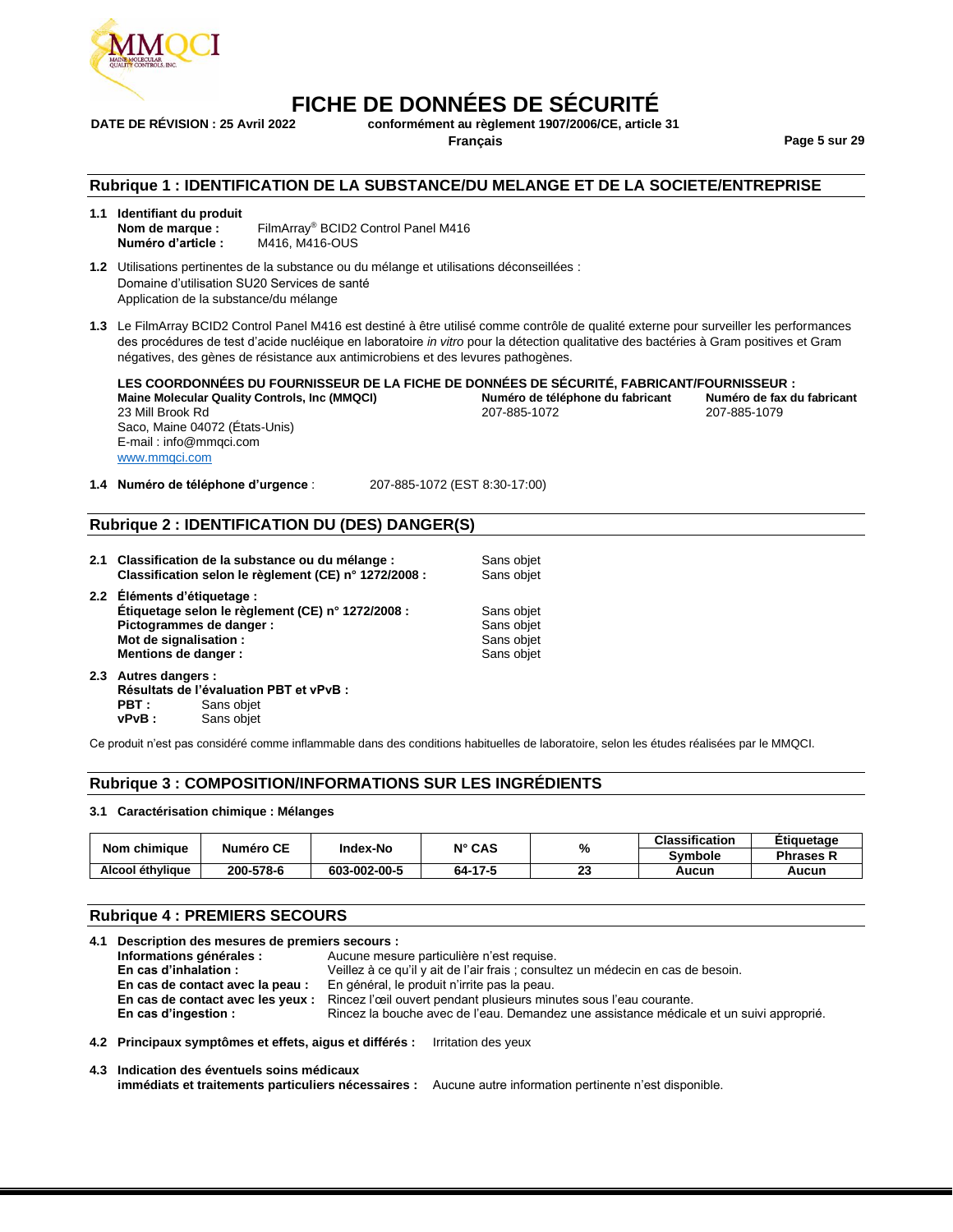# FICHE DE DONNÉES DE SÉCURITÉ

**DATE DE RÉVISION : 25 Avril 2022** **conformément au règlement 1907/2006/CE, article 31**

**Français**

## Rubrique 1 : IDENTIFICATION DE LA SUBSTANCE/DU MELANGE ET DE LA SOCIETE/ENTREPRISE

**1.1 Identifiant du produit**
**Nom de marque :** FilmArray® BCID2 Control Panel M416
**Numéro d'article :** M416, M416-OUS

**1.2** Utilisations pertinentes de la substance ou du mélange et utilisations déconseillées :
Domaine d'utilisation SU20 Services de santé
Application de la substance/du mélange

**1.3** Le FilmArray BCID2 Control Panel M416 est destiné à être utilisé comme contrôle de qualité externe pour surveiller les performances des procédures de test d'acide nucléique en laboratoire *in vitro* pour la détection qualitative des bactéries à Gram positives et Gram négatives, des gènes de résistance aux antimicrobiens et des levures pathogènes.

**LES COORDONNÉES DU FOURNISSEUR DE LA FICHE DE DONNÉES DE SÉCURITÉ, FABRICANT/FOURNISSEUR :**

**Maine Molecular Quality Controls, Inc (MMQCI)**
23 Mill Brook Rd
Saco, Maine 04072 (États-Unis)
E-mail : info@mmqci.com
www.mmqci.com

**Numéro de téléphone du fabricant**
207-885-1072

**Numéro de fax du fabricant**
207-885-1079

**1.4 Numéro de téléphone d'urgence** : 207-885-1072 (EST 8:30-17:00)

## Rubrique 2 : IDENTIFICATION DU (DES) DANGER(S)

**2.1 Classification de la substance ou du mélange :** Sans objet
**Classification selon le règlement (CE) n° 1272/2008 :** Sans objet

**2.2 Éléments d'étiquetage :**
**Étiquetage selon le règlement (CE) n° 1272/2008 :** Sans objet
**Pictogrammes de danger :** Sans objet
**Mot de signalisation :** Sans objet
**Mentions de danger :** Sans objet

**2.3 Autres dangers :**
**Résultats de l'évaluation PBT et vPvB :**
**PBT :** Sans objet
**vPvB :** Sans objet

Ce produit n'est pas considéré comme inflammable dans des conditions habituelles de laboratoire, selon les études réalisées par le MMQCI.

## Rubrique 3 : COMPOSITION/INFORMATIONS SUR LES INGRÉDIENTS

**3.1 Caractérisation chimique : Mélanges**

| Nom chimique | Numéro CE | Index-No | N° CAS | % | Classification | Étiquetage |
|---|---|---|---|---|---|---|
| | | | | | Symbole | Phrases R |
| Alcool éthylique | 200-578-6 | 603-002-00-5 | 64-17-5 | 23 | Aucun | Aucun |

## Rubrique 4 : PREMIERS SECOURS

**4.1 Description des mesures de premiers secours :**
**Informations générales :** Aucune mesure particulière n'est requise.
**En cas d'inhalation :** Veillez à ce qu'il y ait de l'air frais ; consultez un médecin en cas de besoin.
**En cas de contact avec la peau :** En général, le produit n'irrite pas la peau.
**En cas de contact avec les yeux :** Rincez l'œil ouvert pendant plusieurs minutes sous l'eau courante.
**En cas d'ingestion :** Rincez la bouche avec de l'eau. Demandez une assistance médicale et un suivi approprié.

**4.2 Principaux symptômes et effets, aigus et différés :** Irritation des yeux

**4.3 Indication des éventuels soins médicaux immédiats et traitements particuliers nécessaires :** Aucune autre information pertinente n'est disponible.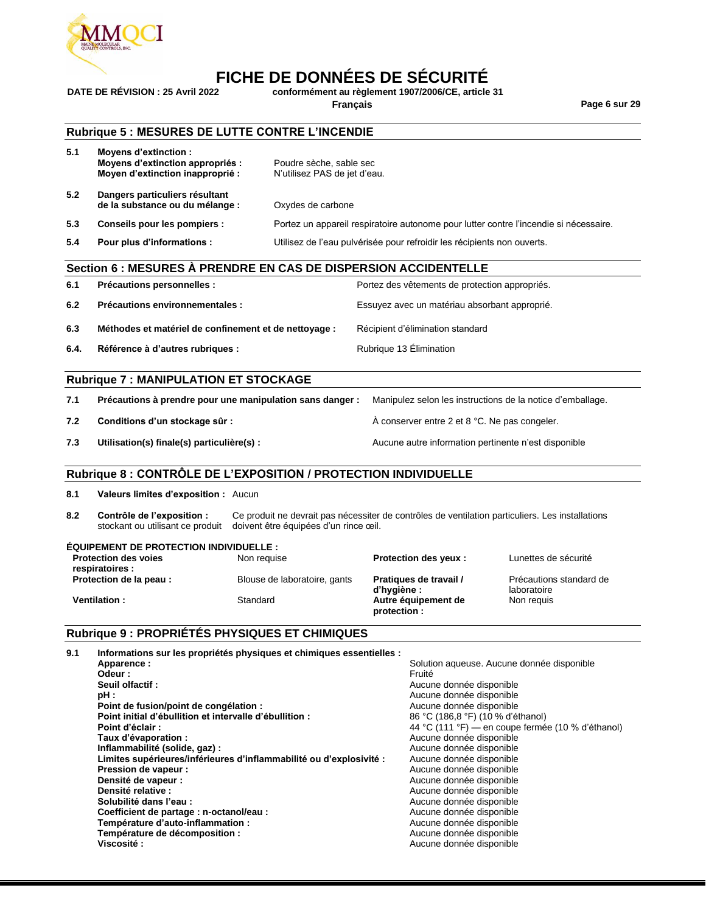## Rubrique 5 : MESURES DE LUTTE CONTRE L'INCENDIE

| | | |
|---|---|---|
| **5.1** | **Moyens d'extinction :** | |
| | **Moyens d'extinction appropriés :** | Poudre sèche, sable sec |
| | **Moyen d'extinction inapproprié :** | N'utilisez PAS de jet d'eau. |
| **5.2** | **Dangers particuliers résultant de la substance ou du mélange :** | Oxydes de carbone |
| **5.3** | **Conseils pour les pompiers :** | Portez un appareil respiratoire autonome pour lutter contre l'incendie si nécessaire. |
| **5.4** | **Pour plus d'informations :** | Utilisez de l'eau pulvérisée pour refroidir les récipients non ouverts. |

## Section 6 : MESURES À PRENDRE EN CAS DE DISPERSION ACCIDENTELLE

| | | |
|---|---|---|
| **6.1** | **Précautions personnelles :** | Portez des vêtements de protection appropriés. |
| **6.2** | **Précautions environnementales :** | Essuyez avec un matériau absorbant approprié. |
| **6.3** | **Méthodes et matériel de confinement et de nettoyage :** | Récipient d'élimination standard |
| **6.4.** | **Référence à d'autres rubriques :** | Rubrique 13 Élimination |

## Rubrique 7 : MANIPULATION ET STOCKAGE

| | | |
|---|---|---|
| **7.1** | **Précautions à prendre pour une manipulation sans danger :** | Manipulez selon les instructions de la notice d'emballage. |
| **7.2** | **Conditions d'un stockage sûr :** | À conserver entre 2 et 8 °C. Ne pas congeler. |
| **7.3** | **Utilisation(s) finale(s) particulière(s) :** | Aucune autre information pertinente n'est disponible |

## Rubrique 8 : CONTRÔLE DE L'EXPOSITION / PROTECTION INDIVIDUELLE

**8.1** **Valeurs limites d'exposition :** Aucun

**8.2** **Contrôle de l'exposition :** Ce produit ne devrait pas nécessiter de contrôles de ventilation particuliers. Les installations stockant ou utilisant ce produit doivent être équipées d'un rince œil.

**ÉQUIPEMENT DE PROTECTION INDIVIDUELLE :**

| | | | |
|---|---|---|---|
| **Protection des voies respiratoires :** | Non requise | **Protection des yeux :** | Lunettes de sécurité |
| **Protection de la peau :** | Blouse de laboratoire, gants | **Pratiques de travail / d'hygiène :** | Précautions standard de laboratoire |
| **Ventilation :** | Standard | **Autre équipement de protection :** | Non requis |

## Rubrique 9 : PROPRIÉTÉS PHYSIQUES ET CHIMIQUES

**9.1** **Informations sur les propriétés physiques et chimiques essentielles :**

| | |
|---|---|
| **Apparence :** | Solution aqueuse. Aucune donnée disponible |
| **Odeur :** | Fruité |
| **Seuil olfactif :** | Aucune donnée disponible |
| **pH :** | Aucune donnée disponible |
| **Point de fusion/point de congélation :** | Aucune donnée disponible |
| **Point initial d'ébullition et intervalle d'ébullition :** | 86 °C (186,8 °F) (10 % d'éthanol) |
| **Point d'éclair :** | 44 °C (111 °F) — en coupe fermée (10 % d'éthanol) |
| **Taux d'évaporation :** | Aucune donnée disponible |
| **Inflammabilité (solide, gaz) :** | Aucune donnée disponible |
| **Limites supérieures/inférieures d'inflammabilité ou d'explosivité :** | Aucune donnée disponible |
| **Pression de vapeur :** | Aucune donnée disponible |
| **Densité de vapeur :** | Aucune donnée disponible |
| **Densité relative :** | Aucune donnée disponible |
| **Solubilité dans l'eau :** | Aucune donnée disponible |
| **Coefficient de partage : n-octanol/eau :** | Aucune donnée disponible |
| **Température d'auto-inflammation :** | Aucune donnée disponible |
| **Température de décomposition :** | Aucune donnée disponible |
| **Viscosité :** | Aucune donnée disponible |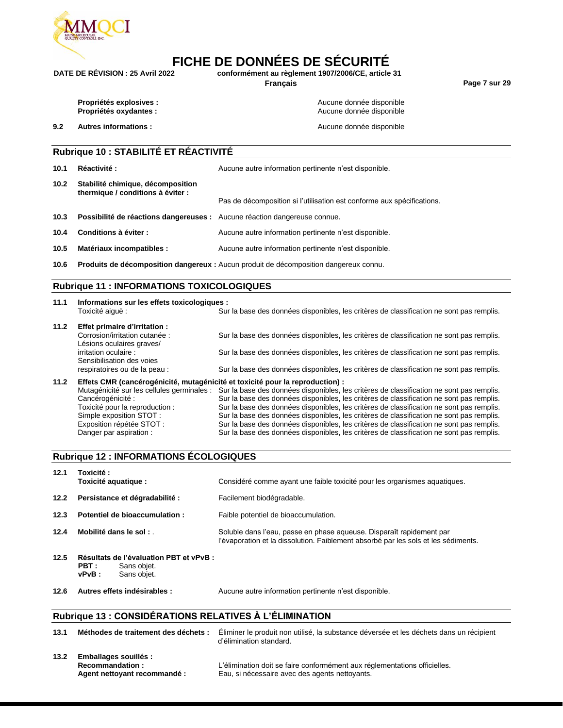| | | |
|---|---|---|
| | **Propriétés explosives :** | Aucune donnée disponible |
| | **Propriétés oxydantes :** | Aucune donnée disponible |
| **9.2** | **Autres informations :** | Aucune donnée disponible |

## Rubrique 10 : STABILITÉ ET RÉACTIVITÉ

| | | |
|---|---|---|
| **10.1** | **Réactivité :** | Aucune autre information pertinente n'est disponible. |
| **10.2** | **Stabilité chimique, décomposition thermique / conditions à éviter :** | Pas de décomposition si l'utilisation est conforme aux spécifications. |
| **10.3** | **Possibilité de réactions dangereuses :** | Aucune réaction dangereuse connue. |
| **10.4** | **Conditions à éviter :** | Aucune autre information pertinente n'est disponible. |
| **10.5** | **Matériaux incompatibles :** | Aucune autre information pertinente n'est disponible. |
| **10.6** | **Produits de décomposition dangereux :** | Aucun produit de décomposition dangereux connu. |

## Rubrique 11 : INFORMATIONS TOXICOLOGIQUES

**11.1 Informations sur les effets toxicologiques :**

| | |
|---|---|
| Toxicité aiguë : | Sur la base des données disponibles, les critères de classification ne sont pas remplis. |

**11.2 Effet primaire d'irritation :**

| | |
|---|---|
| Corrosion/irritation cutanée : | Sur la base des données disponibles, les critères de classification ne sont pas remplis. |
| Lésions oculaires graves/ irritation oculaire : | Sur la base des données disponibles, les critères de classification ne sont pas remplis. |
| Sensibilisation des voies respiratoires ou de la peau : | Sur la base des données disponibles, les critères de classification ne sont pas remplis. |

**11.2 Effets CMR (cancérogénicité, mutagénicité et toxicité pour la reproduction) :**

| | |
|---|---|
| Mutagénicité sur les cellules germinales : | Sur la base des données disponibles, les critères de classification ne sont pas remplis. |
| Cancérogénicité : | Sur la base des données disponibles, les critères de classification ne sont pas remplis. |
| Toxicité pour la reproduction : | Sur la base des données disponibles, les critères de classification ne sont pas remplis. |
| Simple exposition STOT : | Sur la base des données disponibles, les critères de classification ne sont pas remplis. |
| Exposition répétée STOT : | Sur la base des données disponibles, les critères de classification ne sont pas remplis. |
| Danger par aspiration : | Sur la base des données disponibles, les critères de classification ne sont pas remplis. |

## Rubrique 12 : INFORMATIONS ÉCOLOGIQUES

| | | |
|---|---|---|
| **12.1** | **Toxicité :** **Toxicité aquatique :** | Considéré comme ayant une faible toxicité pour les organismes aquatiques. |
| **12.2** | **Persistance et dégradabilité :** | Facilement biodégradable. |
| **12.3** | **Potentiel de bioaccumulation :** | Faible potentiel de bioaccumulation. |
| **12.4** | **Mobilité dans le sol :** . | Soluble dans l'eau, passe en phase aqueuse. Disparaît rapidement par l'évaporation et la dissolution. Faiblement absorbé par les sols et les sédiments. |

**12.5 Résultats de l'évaluation PBT et vPvB :**

**PBT :** Sans objet.
**vPvB :** Sans objet.

| | | |
|---|---|---|
| **12.6** | **Autres effets indésirables :** | Aucune autre information pertinente n'est disponible. |

## Rubrique 13 : CONSIDÉRATIONS RELATIVES À L'ÉLIMINATION

| | | |
|---|---|---|
| **13.1** | **Méthodes de traitement des déchets :** | Éliminer le produit non utilisé, la substance déversée et les déchets dans un récipient d'élimination standard. |
| **13.2** | **Emballages souillés :** | |
| | **Recommandation :** | L'élimination doit se faire conformément aux réglementations officielles. |
| | **Agent nettoyant recommandé :** | Eau, si nécessaire avec des agents nettoyants. |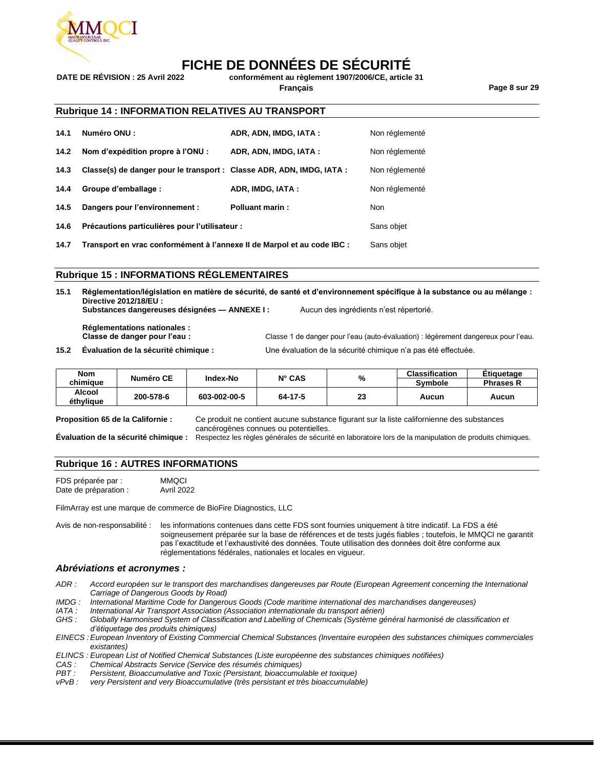## Rubrique 14 : INFORMATION RELATIVES AU TRANSPORT

| | | | |
|---|---|---|---|
| **14.1** | **Numéro ONU :** | **ADR, ADN, IMDG, IATA :** | Non réglementé |
| **14.2** | **Nom d'expédition propre à l'ONU :** | **ADR, ADN, IMDG, IATA :** | Non réglementé |
| **14.3** | **Classe(s) de danger pour le transport :** | **Classe ADR, ADN, IMDG, IATA :** | Non réglementé |
| **14.4** | **Groupe d'emballage :** | **ADR, IMDG, IATA :** | Non réglementé |
| **14.5** | **Dangers pour l'environnement :** | **Polluant marin :** | Non |
| **14.6** | **Précautions particulières pour l'utilisateur :** | | Sans objet |
| **14.7** | **Transport en vrac conformément à l'annexe II de Marpol et au code IBC :** | | Sans objet |

## Rubrique 15 : INFORMATIONS RÉGLEMENTAIRES

**15.1 Réglementation/législation en matière de sécurité, de santé et d'environnement spécifique à la substance ou au mélange :**

**Directive 2012/18/EU :**

**Substances dangereuses désignées — ANNEXE I :** Aucun des ingrédients n'est répertorié.

**Réglementations nationales :**

**Classe de danger pour l'eau :** Classe 1 de danger pour l'eau (auto-évaluation) : légèrement dangereux pour l'eau.

**15.2 Évaluation de la sécurité chimique :** Une évaluation de la sécurité chimique n'a pas été effectuée.

| Nom chimique | Numéro CE | Index-No | N° CAS | % | Classification | Étiquetage |
|---|---|---|---|---|---|---|
| | | | | | Symbole | Phrases R |
| Alcool éthylique | 200-578-6 | 603-002-00-5 | 64-17-5 | 23 | Aucun | Aucun |

**Proposition 65 de la Californie :** Ce produit ne contient aucune substance figurant sur la liste californienne des substances cancérogènes connues ou potentielles.

**Évaluation de la sécurité chimique :** Respectez les règles générales de sécurité en laboratoire lors de la manipulation de produits chimiques.

## Rubrique 16 : AUTRES INFORMATIONS

FDS préparée par : MMQCI

Date de préparation : Avril 2022

FilmArray est une marque de commerce de BioFire Diagnostics, LLC

Avis de non-responsabilité : les informations contenues dans cette FDS sont fournies uniquement à titre indicatif. La FDS a été soigneusement préparée sur la base de références et de tests jugés fiables ; toutefois, le MMQCI ne garantit pas l'exactitude et l'exhaustivité des données. Toute utilisation des données doit être conforme aux réglementations fédérales, nationales et locales en vigueur.

### *Abréviations et acronymes :*

*ADR : Accord européen sur le transport des marchandises dangereuses par Route (European Agreement concerning the International Carriage of Dangerous Goods by Road)*

*IMDG : International Maritime Code for Dangerous Goods (Code maritime international des marchandises dangereuses)*

*IATA : International Air Transport Association (Association internationale du transport aérien)*

*GHS : Globally Harmonised System of Classification and Labelling of Chemicals (Système général harmonisé de classification et d'étiquetage des produits chimiques)*

*EINECS : European Inventory of Existing Commercial Chemical Substances (Inventaire européen des substances chimiques commerciales existantes)*

*ELINCS : European List of Notified Chemical Substances (Liste européenne des substances chimiques notifiées)*

*CAS : Chemical Abstracts Service (Service des résumés chimiques)*

*PBT : Persistent, Bioaccumulative and Toxic (Persistant, bioaccumulable et toxique)*

*vPvB : very Persistent and very Bioaccumulative (très persistant et très bioaccumulable)*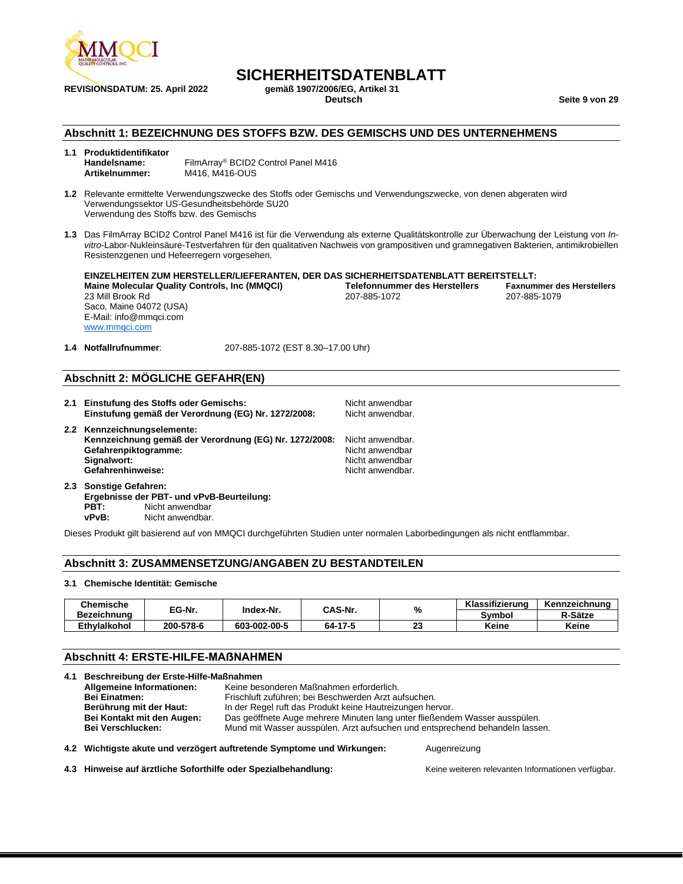# SICHERHEITSDATENBLATT

**REVISIONSDATUM: 25. April 2022**

**gemäß 1907/2006/EG, Artikel 31**
**Deutsch**

## Abschnitt 1: BEZEICHNUNG DES STOFFS BZW. DES GEMISCHS UND DES UNTERNEHMENS

**1.1 Produktidentifikator**
**Handelsname:** FilmArray® BCID2 Control Panel M416
**Artikelnummer:** M416, M416-OUS

**1.2** Relevante ermittelte Verwendungszwecke des Stoffs oder Gemischs und Verwendungszwecke, von denen abgeraten wird
Verwendungssektor US-Gesundheitsbehörde SU20
Verwendung des Stoffs bzw. des Gemischs

**1.3** Das FilmArray BCID2 Control Panel M416 ist für die Verwendung als externe Qualitätskontrolle zur Überwachung der Leistung von *In-vitro*-Labor-Nukleinsäure-Testverfahren für den qualitativen Nachweis von grampositiven und gramnegativen Bakterien, antimikrobiellen Resistenzgenen und Hefeerregern vorgesehen.

**EINZELHEITEN ZUM HERSTELLER/LIEFERANTEN, DER DAS SICHERHEITSDATENBLATT BEREITSTELLT:**

**Maine Molecular Quality Controls, Inc (MMQCI)**
23 Mill Brook Rd
Saco, Maine 04072 (USA)
E-Mail: info@mmqci.com
www.mmqci.com

**Telefonnummer des Herstellers**
207-885-1072

**Faxnummer des Herstellers**
207-885-1079

**1.4 Notfallrufnummer**: 207-885-1072 (EST 8.30–17.00 Uhr)

## Abschnitt 2: MÖGLICHE GEFAHR(EN)

**2.1 Einstufung des Stoffs oder Gemischs:** Nicht anwendbar
**Einstufung gemäß der Verordnung (EG) Nr. 1272/2008:** Nicht anwendbar.

**2.2 Kennzeichnungselemente:**
**Kennzeichnung gemäß der Verordnung (EG) Nr. 1272/2008:** Nicht anwendbar.
**Gefahrenpiktogramme:** Nicht anwendbar
**Signalwort:** Nicht anwendbar
**Gefahrenhinweise:** Nicht anwendbar.

**2.3 Sonstige Gefahren:**
**Ergebnisse der PBT- und vPvB-Beurteilung:**
**PBT:** Nicht anwendbar
**vPvB:** Nicht anwendbar.

Dieses Produkt gilt basierend auf von MMQCI durchgeführten Studien unter normalen Laborbedingungen als nicht entflammbar.

## Abschnitt 3: ZUSAMMENSETZUNG/ANGABEN ZU BESTANDTEILEN

**3.1 Chemische Identität: Gemische**

| Chemische Bezeichnung | EG-Nr. | Index-Nr. | CAS-Nr. | % | Klassifizierung | Kennzeichnung |
|---|---|---|---|---|---|---|
| | | | | | Symbol | R-Sätze |
| Ethylalkohol | 200-578-6 | 603-002-00-5 | 64-17-5 | 23 | Keine | Keine |

## Abschnitt 4: ERSTE-HILFE-MAßNAHMEN

**4.1 Beschreibung der Erste-Hilfe-Maßnahmen**
**Allgemeine Informationen:** Keine besonderen Maßnahmen erforderlich.
**Bei Einatmen:** Frischluft zuführen; bei Beschwerden Arzt aufsuchen.
**Berührung mit der Haut:** In der Regel ruft das Produkt keine Hautreizungen hervor.
**Bei Kontakt mit den Augen:** Das geöffnete Auge mehrere Minuten lang unter fließendem Wasser ausspülen.
**Bei Verschlucken:** Mund mit Wasser ausspülen. Arzt aufsuchen und entsprechend behandeln lassen.

**4.2 Wichtigste akute und verzögert auftretende Symptome und Wirkungen:** Augenreizung

**4.3 Hinweise auf ärztliche Soforthilfe oder Spezialbehandlung:** Keine weiteren relevanten Informationen verfügbar.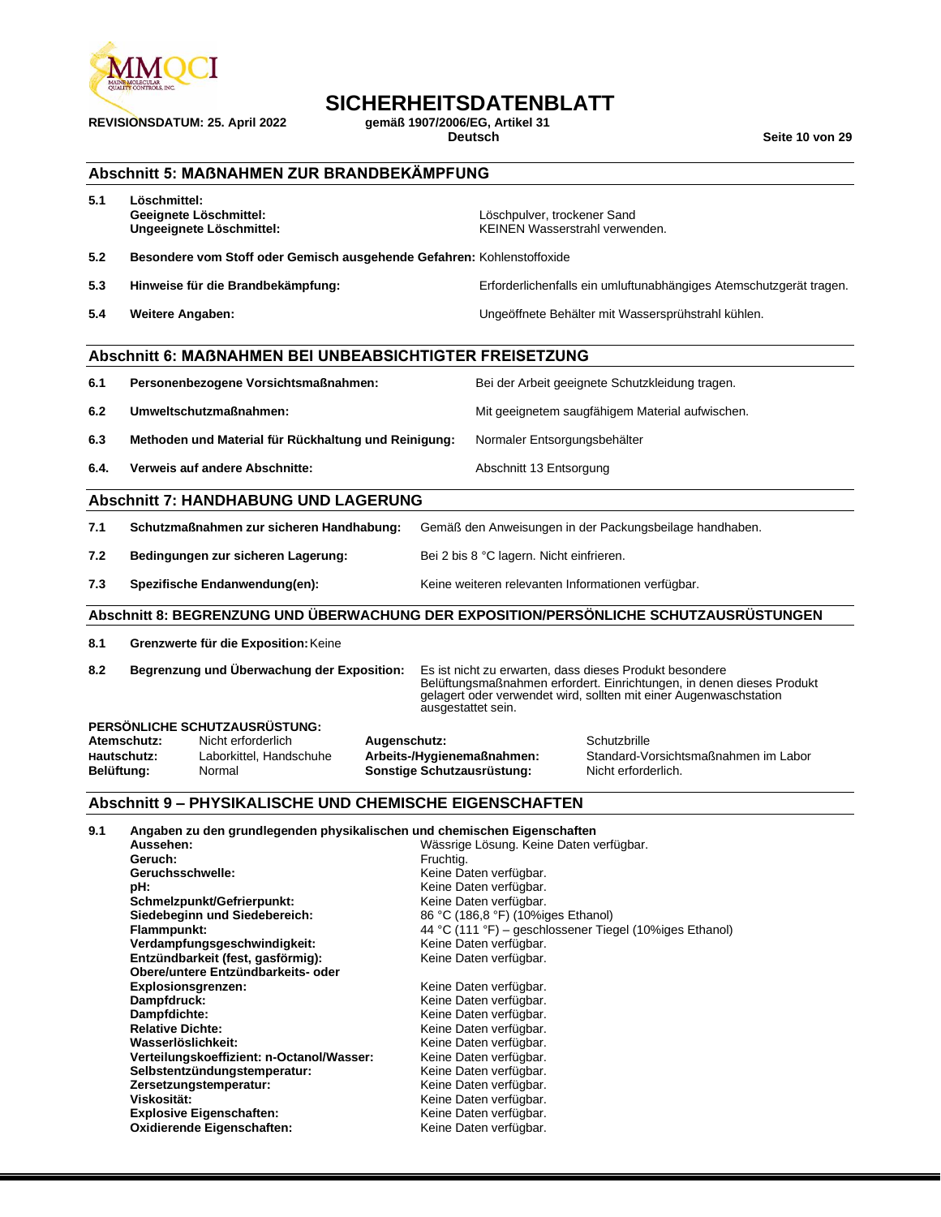## Abschnitt 5: MAẞNAHMEN ZUR BRANDBEKÄMPFUNG

| | | |
|---|---|---|
| **5.1** | **Löschmittel:** | |
| | **Geeignete Löschmittel:** | Löschpulver, trockener Sand |
| | **Ungeeignete Löschmittel:** | KEINEN Wasserstrahl verwenden. |
| **5.2** | **Besondere vom Stoff oder Gemisch ausgehende Gefahren:** | Kohlenstoffoxide |
| **5.3** | **Hinweise für die Brandbekämpfung:** | Erforderlichenfalls ein umluftunabhängiges Atemschutzgerät tragen. |
| **5.4** | **Weitere Angaben:** | Ungeöffnete Behälter mit Wassersprühstrahl kühlen. |

## Abschnitt 6: MAẞNAHMEN BEI UNBEABSICHTIGTER FREISETZUNG

| | | |
|---|---|---|
| **6.1** | **Personenbezogene Vorsichtsmaßnahmen:** | Bei der Arbeit geeignete Schutzkleidung tragen. |
| **6.2** | **Umweltschutzmaßnahmen:** | Mit geeignetem saugfähigem Material aufwischen. |
| **6.3** | **Methoden und Material für Rückhaltung und Reinigung:** | Normaler Entsorgungsbehälter |
| **6.4.** | **Verweis auf andere Abschnitte:** | Abschnitt 13 Entsorgung |

## Abschnitt 7: HANDHABUNG UND LAGERUNG

| | | |
|---|---|---|
| **7.1** | **Schutzmaßnahmen zur sicheren Handhabung:** | Gemäß den Anweisungen in der Packungsbeilage handhaben. |
| **7.2** | **Bedingungen zur sicheren Lagerung:** | Bei 2 bis 8 °C lagern. Nicht einfrieren. |
| **7.3** | **Spezifische Endanwendung(en):** | Keine weiteren relevanten Informationen verfügbar. |

## Abschnitt 8: BEGRENZUNG UND ÜBERWACHUNG DER EXPOSITION/PERSÖNLICHE SCHUTZAUSRÜSTUNGEN

| | | |
|---|---|---|
| **8.1** | **Grenzwerte für die Exposition:** | Keine |
| **8.2** | **Begrenzung und Überwachung der Exposition:** | Es ist nicht zu erwarten, dass dieses Produkt besondere Belüftungsmaßnahmen erfordert. Einrichtungen, in denen dieses Produkt gelagert oder verwendet wird, sollten mit einer Augenwaschstation ausgestattet sein. |

**PERSÖNLICHE SCHUTZAUSRÜSTUNG:**

| | | | |
|---|---|---|---|
| **Atemschutz:** | Nicht erforderlich | **Augenschutz:** | Schutzbrille |
| **Hautschutz:** | Laborkittel, Handschuhe | **Arbeits-/Hygienemaßnahmen:** | Standard-Vorsichtsmaßnahmen im Labor |
| **Belüftung:** | Normal | **Sonstige Schutzausrüstung:** | Nicht erforderlich. |

## Abschnitt 9 – PHYSIKALISCHE UND CHEMISCHE EIGENSCHAFTEN

**9.1 Angaben zu den grundlegenden physikalischen und chemischen Eigenschaften**

| | |
|---|---|
| **Aussehen:** | Wässrige Lösung. Keine Daten verfügbar. |
| **Geruch:** | Fruchtig. |
| **Geruchsschwelle:** | Keine Daten verfügbar. |
| **pH:** | Keine Daten verfügbar. |
| **Schmelzpunkt/Gefrierpunkt:** | Keine Daten verfügbar. |
| **Siedebeginn und Siedebereich:** | 86 °C (186,8 °F) (10%iges Ethanol) |
| **Flammpunkt:** | 44 °C (111 °F) – geschlossener Tiegel (10%iges Ethanol) |
| **Verdampfungsgeschwindigkeit:** | Keine Daten verfügbar. |
| **Entzündbarkeit (fest, gasförmig):** | Keine Daten verfügbar. |
| **Obere/untere Entzündbarkeits- oder Explosionsgrenzen:** | Keine Daten verfügbar. |
| **Dampfdruck:** | Keine Daten verfügbar. |
| **Dampfdichte:** | Keine Daten verfügbar. |
| **Relative Dichte:** | Keine Daten verfügbar. |
| **Wasserlöslichkeit:** | Keine Daten verfügbar. |
| **Verteilungskoeffizient: n-Octanol/Wasser:** | Keine Daten verfügbar. |
| **Selbstentzündungstemperatur:** | Keine Daten verfügbar. |
| **Zersetzungstemperatur:** | Keine Daten verfügbar. |
| **Viskosität:** | Keine Daten verfügbar. |
| **Explosive Eigenschaften:** | Keine Daten verfügbar. |
| **Oxidierende Eigenschaften:** | Keine Daten verfügbar. |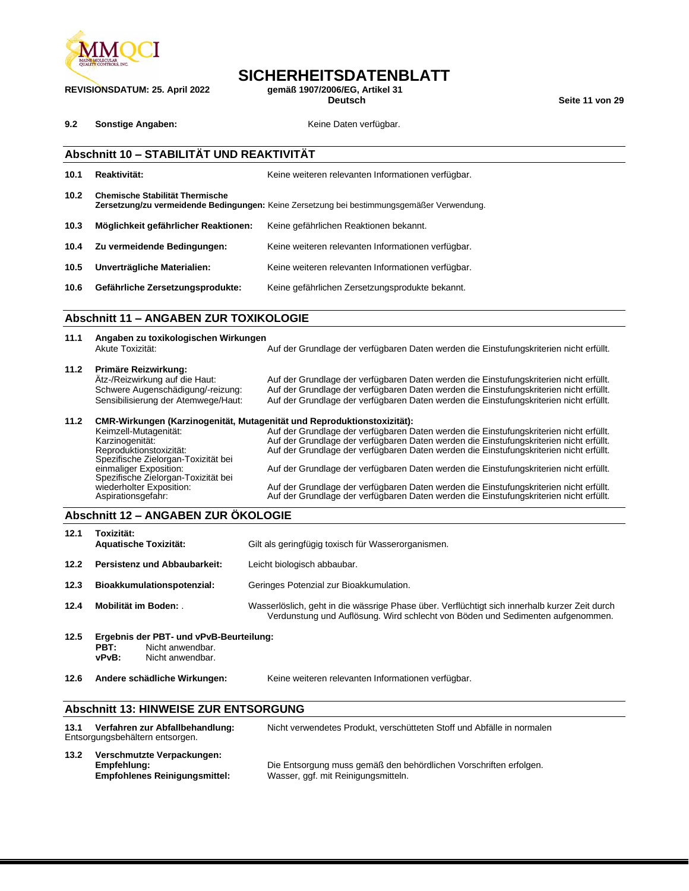**9.2 Sonstige Angaben:** Keine Daten verfügbar.

## Abschnitt 10 – STABILITÄT UND REAKTIVITÄT

**10.1 Reaktivität:** Keine weiteren relevanten Informationen verfügbar.

**10.2 Chemische Stabilität Thermische Zersetzung/zu vermeidende Bedingungen:** Keine Zersetzung bei bestimmungsgemäßer Verwendung.

**10.3 Möglichkeit gefährlicher Reaktionen:** Keine gefährlichen Reaktionen bekannt.

**10.4 Zu vermeidende Bedingungen:** Keine weiteren relevanten Informationen verfügbar.

**10.5 Unverträgliche Materialien:** Keine weiteren relevanten Informationen verfügbar.

**10.6 Gefährliche Zersetzungsprodukte:** Keine gefährlichen Zersetzungsprodukte bekannt.

## Abschnitt 11 – ANGABEN ZUR TOXIKOLOGIE

**11.1 Angaben zu toxikologischen Wirkungen**

Akute Toxizität: Auf der Grundlage der verfügbaren Daten werden die Einstufungskriterien nicht erfüllt.

**11.2 Primäre Reizwirkung:**

Ätz-/Reizwirkung auf die Haut: Auf der Grundlage der verfügbaren Daten werden die Einstufungskriterien nicht erfüllt.
Schwere Augenschädigung/-reizung: Auf der Grundlage der verfügbaren Daten werden die Einstufungskriterien nicht erfüllt.
Sensibilisierung der Atemwege/Haut: Auf der Grundlage der verfügbaren Daten werden die Einstufungskriterien nicht erfüllt.

**11.2 CMR-Wirkungen (Karzinogenität, Mutagenität und Reproduktionstoxizität):**

Keimzell-Mutagenität: Auf der Grundlage der verfügbaren Daten werden die Einstufungskriterien nicht erfüllt.
Karzinogenität: Auf der Grundlage der verfügbaren Daten werden die Einstufungskriterien nicht erfüllt.
Reproduktionstoxizität: Auf der Grundlage der verfügbaren Daten werden die Einstufungskriterien nicht erfüllt.
Spezifische Zielorgan-Toxizität bei einmaliger Exposition: Auf der Grundlage der verfügbaren Daten werden die Einstufungskriterien nicht erfüllt.
Spezifische Zielorgan-Toxizität bei wiederholter Exposition: Auf der Grundlage der verfügbaren Daten werden die Einstufungskriterien nicht erfüllt.
Aspirationsgefahr: Auf der Grundlage der verfügbaren Daten werden die Einstufungskriterien nicht erfüllt.

## Abschnitt 12 – ANGABEN ZUR ÖKOLOGIE

**12.1 Toxizität:**
**Aquatische Toxizität:** Gilt als geringfügig toxisch für Wasserorganismen.

**12.2 Persistenz und Abbaubarkeit:** Leicht biologisch abbaubar.

**12.3 Bioakkumulationspotenzial:** Geringes Potenzial zur Bioakkumulation.

**12.4 Mobilität im Boden:** . Wasserlöslich, geht in die wässrige Phase über. Verflüchtigt sich innerhalb kurzer Zeit durch Verdunstung und Auflösung. Wird schlecht von Böden und Sedimenten aufgenommen.

**12.5 Ergebnis der PBT- und vPvB-Beurteilung:**
**PBT:** Nicht anwendbar.
**vPvB:** Nicht anwendbar.

**12.6 Andere schädliche Wirkungen:** Keine weiteren relevanten Informationen verfügbar.

## Abschnitt 13: HINWEISE ZUR ENTSORGUNG

**13.1 Verfahren zur Abfallbehandlung:** Nicht verwendetes Produkt, verschütteten Stoff und Abfälle in normalen Entsorgungsbehältern entsorgen.

**13.2 Verschmutzte Verpackungen:**
**Empfehlung:** Die Entsorgung muss gemäß den behördlichen Vorschriften erfolgen.
**Empfohlenes Reinigungsmittel:** Wasser, ggf. mit Reinigungsmitteln.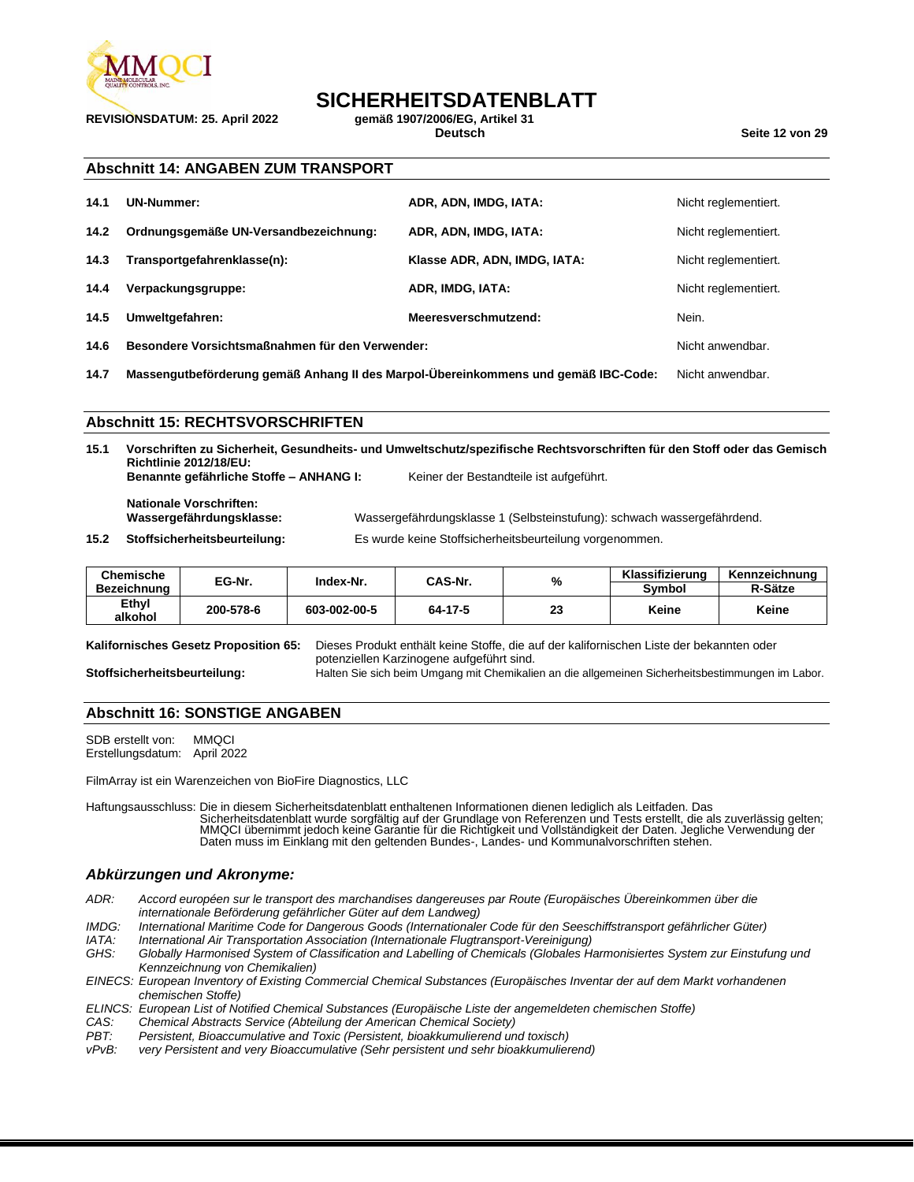## Abschnitt 14: ANGABEN ZUM TRANSPORT

| | | | |
|---|---|---|---|
| **14.1** | **UN-Nummer:** | **ADR, ADN, IMDG, IATA:** | Nicht reglementiert. |
| **14.2** | **Ordnungsgemäße UN-Versandbezeichnung:** | **ADR, ADN, IMDG, IATA:** | Nicht reglementiert. |
| **14.3** | **Transportgefahrenklasse(n):** | **Klasse ADR, ADN, IMDG, IATA:** | Nicht reglementiert. |
| **14.4** | **Verpackungsgruppe:** | **ADR, IMDG, IATA:** | Nicht reglementiert. |
| **14.5** | **Umweltgefahren:** | **Meeresverschmutzend:** | Nein. |
| **14.6** | **Besondere Vorsichtsmaßnahmen für den Verwender:** | | Nicht anwendbar. |
| **14.7** | **Massengutbeförderung gemäß Anhang II des Marpol-Übereinkommens und gemäß IBC-Code:** | | Nicht anwendbar. |

## Abschnitt 15: RECHTSVORSCHRIFTEN

**15.1 Vorschriften zu Sicherheit, Gesundheits- und Umweltschutz/spezifische Rechtsvorschriften für den Stoff oder das Gemisch**
**Richtlinie 2012/18/EU:**
**Benannte gefährliche Stoffe – ANHANG I:** Keiner der Bestandteile ist aufgeführt.

**Nationale Vorschriften:**
**Wassergefährdungsklasse:** Wassergefährdungsklasse 1 (Selbsteinstufung): schwach wassergefährdend.

**15.2 Stoffsicherheitsbeurteilung:** Es wurde keine Stoffsicherheitsbeurteilung vorgenommen.

| Chemische Bezeichnung | EG-Nr. | Index-Nr. | CAS-Nr. | % | Klassifizierung Symbol | Kennzeichnung R-Sätze |
|---|---|---|---|---|---|---|
| Ethyl alkohol | 200-578-6 | 603-002-00-5 | 64-17-5 | 23 | Keine | Keine |

**Kalifornisches Gesetz Proposition 65:** Dieses Produkt enthält keine Stoffe, die auf der kalifornischen Liste der bekannten oder potenziellen Karzinogene aufgeführt sind.

**Stoffsicherheitsbeurteilung:** Halten Sie sich beim Umgang mit Chemikalien an die allgemeinen Sicherheitsbestimmungen im Labor.

## Abschnitt 16: SONSTIGE ANGABEN

SDB erstellt von: MMQCI
Erstellungsdatum: April 2022

FilmArray ist ein Warenzeichen von BioFire Diagnostics, LLC

Haftungsausschluss: Die in diesem Sicherheitsdatenblatt enthaltenen Informationen dienen lediglich als Leitfaden. Das Sicherheitsdatenblatt wurde sorgfältig auf der Grundlage von Referenzen und Tests erstellt, die als zuverlässig gelten; MMQCI übernimmt jedoch keine Garantie für die Richtigkeit und Vollständigkeit der Daten. Jegliche Verwendung der Daten muss im Einklang mit den geltenden Bundes-, Landes- und Kommunalvorschriften stehen.

### *Abkürzungen und Akronyme:*

*ADR: Accord européen sur le transport des marchandises dangereuses par Route (Europäisches Übereinkommen über die internationale Beförderung gefährlicher Güter auf dem Landweg)*
*IMDG: International Maritime Code for Dangerous Goods (Internationaler Code für den Seeschiffstransport gefährlicher Güter)*
*IATA: International Air Transportation Association (Internationale Flugtransport-Vereinigung)*
*GHS: Globally Harmonised System of Classification and Labelling of Chemicals (Globales Harmonisiertes System zur Einstufung und Kennzeichnung von Chemikalien)*
*EINECS: European Inventory of Existing Commercial Chemical Substances (Europäisches Inventar der auf dem Markt vorhandenen chemischen Stoffe)*
*ELINCS: European List of Notified Chemical Substances (Europäische Liste der angemeldeten chemischen Stoffe)*
*CAS: Chemical Abstracts Service (Abteilung der American Chemical Society)*
*PBT: Persistent, Bioaccumulative and Toxic (Persistent, bioakkumulierend und toxisch)*
*vPvB: very Persistent and very Bioaccumulative (Sehr persistent und sehr bioakkumulierend)*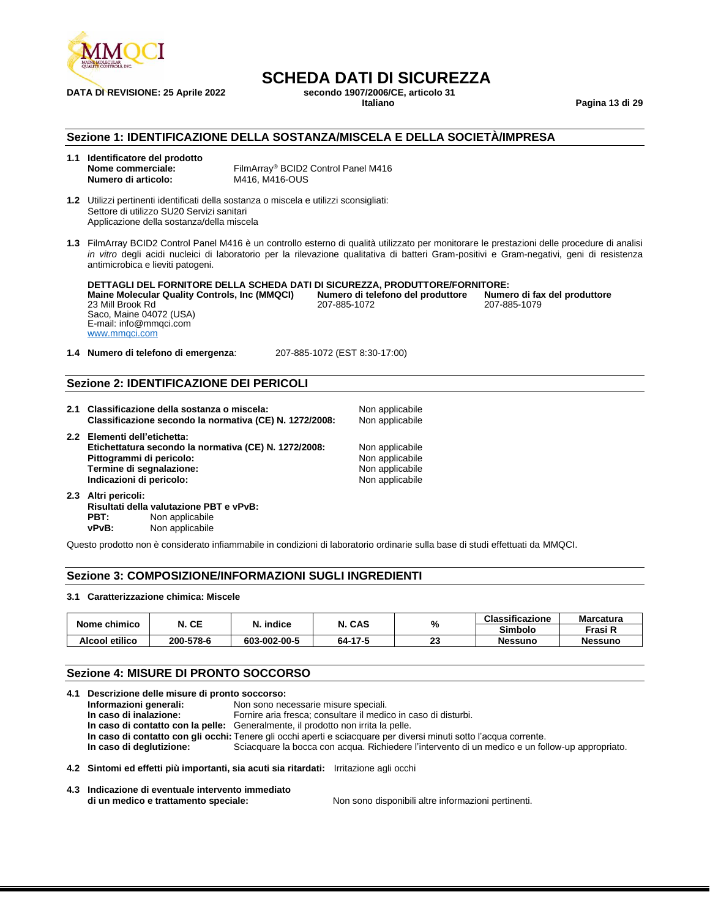# SCHEDA DATI DI SICUREZZA

**DATA DI REVISIONE: 25 Aprile 2022**

**secondo 1907/2006/CE, articolo 31**
**Italiano**

## Sezione 1: IDENTIFICAZIONE DELLA SOSTANZA/MISCELA E DELLA SOCIETÀ/IMPRESA

**1.1 Identificatore del prodotto**
**Nome commerciale:** FilmArray® BCID2 Control Panel M416
**Numero di articolo:** M416, M416-OUS

**1.2** Utilizzi pertinenti identificati della sostanza o miscela e utilizzi sconsigliati:
Settore di utilizzo SU20 Servizi sanitari
Applicazione della sostanza/della miscela

**1.3** FilmArray BCID2 Control Panel M416 è un controllo esterno di qualità utilizzato per monitorare le prestazioni delle procedure di analisi *in vitro* degli acidi nucleici di laboratorio per la rilevazione qualitativa di batteri Gram-positivi e Gram-negativi, geni di resistenza antimicrobica e lieviti patogeni.

**DETTAGLI DEL FORNITORE DELLA SCHEDA DATI DI SICUREZZA, PRODUTTORE/FORNITORE:**

**Maine Molecular Quality Controls, Inc (MMQCI)**
23 Mill Brook Rd
Saco, Maine 04072 (USA)
E-mail: info@mmqci.com
www.mmqci.com

**Numero di telefono del produttore**
207-885-1072

**Numero di fax del produttore**
207-885-1079

**1.4 Numero di telefono di emergenza**: 207-885-1072 (EST 8:30-17:00)

## Sezione 2: IDENTIFICAZIONE DEI PERICOLI

**2.1 Classificazione della sostanza o miscela:** Non applicabile
**Classificazione secondo la normativa (CE) N. 1272/2008:** Non applicabile

**2.2 Elementi dell'etichetta:**
**Etichettatura secondo la normativa (CE) N. 1272/2008:** Non applicabile
**Pittogrammi di pericolo:** Non applicabile
**Termine di segnalazione:** Non applicabile
**Indicazioni di pericolo:** Non applicabile

**2.3 Altri pericoli:**
**Risultati della valutazione PBT e vPvB:**
**PBT:** Non applicabile
**vPvB:** Non applicabile

Questo prodotto non è considerato infiammabile in condizioni di laboratorio ordinarie sulla base di studi effettuati da MMQCI.

## Sezione 3: COMPOSIZIONE/INFORMAZIONI SUGLI INGREDIENTI

**3.1 Caratterizzazione chimica: Miscele**

| Nome chimico | N. CE | N. indice | N. CAS | % | Classificazione Simbolo | Marcatura Frasi R |
|---|---|---|---|---|---|---|
| **Alcool etilico** | **200-578-6** | **603-002-00-5** | **64-17-5** | **23** | **Nessuno** | **Nessuno** |

## Sezione 4: MISURE DI PRONTO SOCCORSO

**4.1 Descrizione delle misure di pronto soccorso:**
**Informazioni generali:** Non sono necessarie misure speciali.
**In caso di inalazione:** Fornire aria fresca; consultare il medico in caso di disturbi.
**In caso di contatto con la pelle:** Generalmente, il prodotto non irrita la pelle.
**In caso di contatto con gli occhi:** Tenere gli occhi aperti e sciacquare per diversi minuti sotto l'acqua corrente.
**In caso di deglutizione:** Sciacquare la bocca con acqua. Richiedere l'intervento di un medico e un follow-up appropriato.

**4.2 Sintomi ed effetti più importanti, sia acuti sia ritardati:** Irritazione agli occhi

**4.3 Indicazione di eventuale intervento immediato di un medico e trattamento speciale:** Non sono disponibili altre informazioni pertinenti.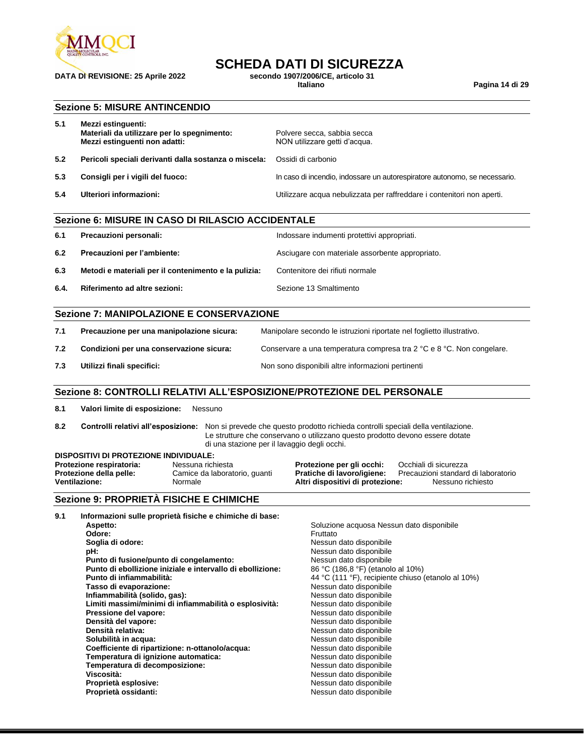## Sezione 5: MISURE ANTINCENDIO

| | | |
|---|---|---|
| **5.1** | **Mezzi estinguenti:** | |
| | **Materiali da utilizzare per lo spegnimento:** | Polvere secca, sabbia secca |
| | **Mezzi estinguenti non adatti:** | NON utilizzare getti d'acqua. |
| **5.2** | **Pericoli speciali derivanti dalla sostanza o miscela:** | Ossidi di carbonio |
| **5.3** | **Consigli per i vigili del fuoco:** | In caso di incendio, indossare un autorespiratore autonomo, se necessario. |
| **5.4** | **Ulteriori informazioni:** | Utilizzare acqua nebulizzata per raffreddare i contenitori non aperti. |

## Sezione 6: MISURE IN CASO DI RILASCIO ACCIDENTALE

| | | |
|---|---|---|
| **6.1** | **Precauzioni personali:** | Indossare indumenti protettivi appropriati. |
| **6.2** | **Precauzioni per l'ambiente:** | Asciugare con materiale assorbente appropriato. |
| **6.3** | **Metodi e materiali per il contenimento e la pulizia:** | Contenitore dei rifiuti normale |
| **6.4.** | **Riferimento ad altre sezioni:** | Sezione 13 Smaltimento |

## Sezione 7: MANIPOLAZIONE E CONSERVAZIONE

| | | |
|---|---|---|
| **7.1** | **Precauzione per una manipolazione sicura:** | Manipolare secondo le istruzioni riportate nel foglietto illustrativo. |
| **7.2** | **Condizioni per una conservazione sicura:** | Conservare a una temperatura compresa tra 2 °C e 8 °C. Non congelare. |
| **7.3** | **Utilizzi finali specifici:** | Non sono disponibili altre informazioni pertinenti |

## Sezione 8: CONTROLLI RELATIVI ALL'ESPOSIZIONE/PROTEZIONE DEL PERSONALE

**8.1** **Valori limite di esposizione:** Nessuno

**8.2** **Controlli relativi all'esposizione:** Non si prevede che questo prodotto richieda controlli speciali della ventilazione. Le strutture che conservano o utilizzano questo prodotto devono essere dotate di una stazione per il lavaggio degli occhi.

**DISPOSITIVI DI PROTEZIONE INDIVIDUALE:**

| | | | |
|---|---|---|---|
| **Protezione respiratoria:** | Nessuna richiesta | **Protezione per gli occhi:** | Occhiali di sicurezza |
| **Protezione della pelle:** | Camice da laboratorio, guanti | **Pratiche di lavoro/igiene:** | Precauzioni standard di laboratorio |
| **Ventilazione:** | Normale | **Altri dispositivi di protezione:** | Nessuno richiesto |

## Sezione 9: PROPRIETÀ FISICHE E CHIMICHE

**9.1** **Informazioni sulle proprietà fisiche e chimiche di base:**

| | |
|---|---|
| **Aspetto:** | Soluzione acquosa Nessun dato disponibile |
| **Odore:** | Fruttato |
| **Soglia di odore:** | Nessun dato disponibile |
| **pH:** | Nessun dato disponibile |
| **Punto di fusione/punto di congelamento:** | Nessun dato disponibile |
| **Punto di ebollizione iniziale e intervallo di ebollizione:** | 86 °C (186,8 °F) (etanolo al 10%) |
| **Punto di infiammabilità:** | 44 °C (111 °F), recipiente chiuso (etanolo al 10%) |
| **Tasso di evaporazione:** | Nessun dato disponibile |
| **Infiammabilità (solido, gas):** | Nessun dato disponibile |
| **Limiti massimi/minimi di infiammabilità o esplosività:** | Nessun dato disponibile |
| **Pressione del vapore:** | Nessun dato disponibile |
| **Densità del vapore:** | Nessun dato disponibile |
| **Densità relativa:** | Nessun dato disponibile |
| **Solubilità in acqua:** | Nessun dato disponibile |
| **Coefficiente di ripartizione: n-ottanolo/acqua:** | Nessun dato disponibile |
| **Temperatura di ignizione automatica:** | Nessun dato disponibile |
| **Temperatura di decomposizione:** | Nessun dato disponibile |
| **Viscosità:** | Nessun dato disponibile |
| **Proprietà esplosive:** | Nessun dato disponibile |
| **Proprietà ossidanti:** | Nessun dato disponibile |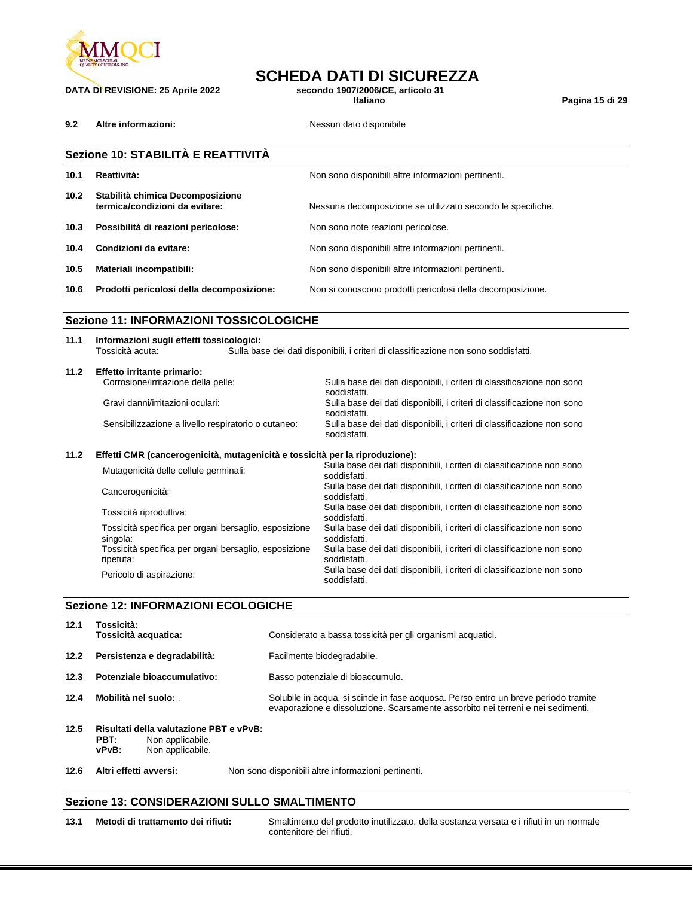**9.2 Altre informazioni:** Nessun dato disponibile

## Sezione 10: STABILITÀ E REATTIVITÀ

| | | |
|---|---|---|
| **10.1** | **Reattività:** | Non sono disponibili altre informazioni pertinenti. |
| **10.2** | **Stabilità chimica Decomposizione termica/condizioni da evitare:** | Nessuna decomposizione se utilizzato secondo le specifiche. |
| **10.3** | **Possibilità di reazioni pericolose:** | Non sono note reazioni pericolose. |
| **10.4** | **Condizioni da evitare:** | Non sono disponibili altre informazioni pertinenti. |
| **10.5** | **Materiali incompatibili:** | Non sono disponibili altre informazioni pertinenti. |
| **10.6** | **Prodotti pericolosi della decomposizione:** | Non si conoscono prodotti pericolosi della decomposizione. |

## Sezione 11: INFORMAZIONI TOSSICOLOGICHE

**11.1 Informazioni sugli effetti tossicologici:**

Tossicità acuta: Sulla base dei dati disponibili, i criteri di classificazione non sono soddisfatti.

**11.2 Effetto irritante primario:**

| | |
|---|---|
| Corrosione/irritazione della pelle: | Sulla base dei dati disponibili, i criteri di classificazione non sono soddisfatti. |
| Gravi danni/irritazioni oculari: | Sulla base dei dati disponibili, i criteri di classificazione non sono soddisfatti. |
| Sensibilizzazione a livello respiratorio o cutaneo: | Sulla base dei dati disponibili, i criteri di classificazione non sono soddisfatti. |

**11.2 Effetti CMR (cancerogenicità, mutagenicità e tossicità per la riproduzione):**

| | |
|---|---|
| Mutagenicità delle cellule germinali: | Sulla base dei dati disponibili, i criteri di classificazione non sono soddisfatti. |
| Cancerogenicità: | Sulla base dei dati disponibili, i criteri di classificazione non sono soddisfatti. |
| Tossicità riproduttiva: | Sulla base dei dati disponibili, i criteri di classificazione non sono soddisfatti. |
| Tossicità specifica per organi bersaglio, esposizione singola: | Sulla base dei dati disponibili, i criteri di classificazione non sono soddisfatti. |
| Tossicità specifica per organi bersaglio, esposizione ripetuta: | Sulla base dei dati disponibili, i criteri di classificazione non sono soddisfatti. |
| Pericolo di aspirazione: | Sulla base dei dati disponibili, i criteri di classificazione non sono soddisfatti. |

## Sezione 12: INFORMAZIONI ECOLOGICHE

| | | |
|---|---|---|
| **12.1** | **Tossicità:** **Tossicità acquatica:** | Considerato a bassa tossicità per gli organismi acquatici. |
| **12.2** | **Persistenza e degradabilità:** | Facilmente biodegradabile. |
| **12.3** | **Potenziale bioaccumulativo:** | Basso potenziale di bioaccumulo. |
| **12.4** | **Mobilità nel suolo:** . | Solubile in acqua, si scinde in fase acquosa. Perso entro un breve periodo tramite evaporazione e dissoluzione. Scarsamente assorbito nei terreni e nei sedimenti. |

**12.5 Risultati della valutazione PBT e vPvB:**

**PBT:** Non applicabile.
**vPvB:** Non applicabile.

**12.6 Altri effetti avversi:** Non sono disponibili altre informazioni pertinenti.

## Sezione 13: CONSIDERAZIONI SULLO SMALTIMENTO

**13.1 Metodi di trattamento dei rifiuti:** Smaltimento del prodotto inutilizzato, della sostanza versata e i rifiuti in un normale contenitore dei rifiuti.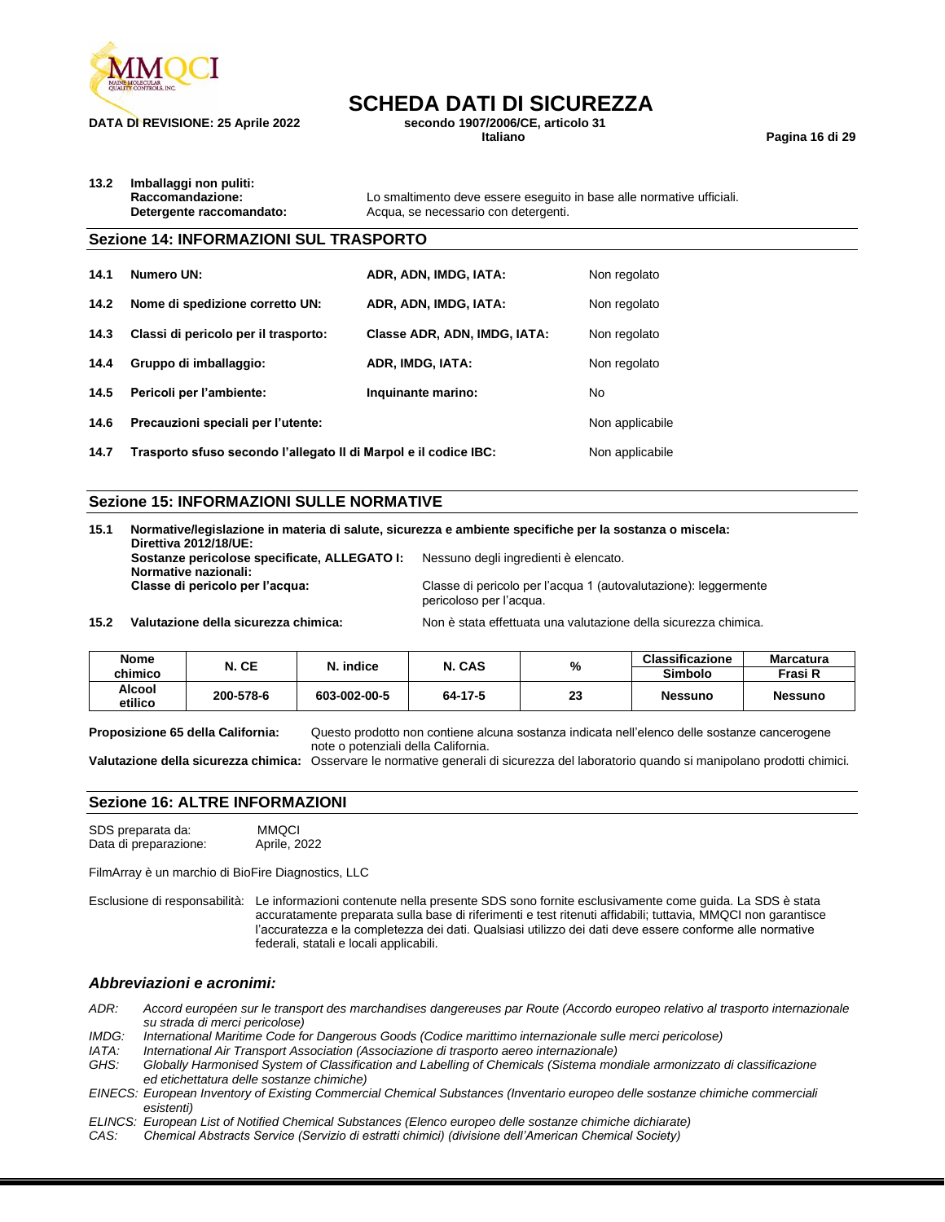**13.2 Imballaggi non puliti:**

**Raccomandazione:** Lo smaltimento deve essere eseguito in base alle normative ufficiali.

**Detergente raccomandato:** Acqua, se necessario con detergenti.

## Sezione 14: INFORMAZIONI SUL TRASPORTO

| | | | |
|---|---|---|---|
| **14.1** | **Numero UN:** | **ADR, ADN, IMDG, IATA:** | Non regolato |
| **14.2** | **Nome di spedizione corretto UN:** | **ADR, ADN, IMDG, IATA:** | Non regolato |
| **14.3** | **Classi di pericolo per il trasporto:** | **Classe ADR, ADN, IMDG, IATA:** | Non regolato |
| **14.4** | **Gruppo di imballaggio:** | **ADR, IMDG, IATA:** | Non regolato |
| **14.5** | **Pericoli per l'ambiente:** | **Inquinante marino:** | No |
| **14.6** | **Precauzioni speciali per l'utente:** | | Non applicabile |
| **14.7** | **Trasporto sfuso secondo l'allegato II di Marpol e il codice IBC:** | | Non applicabile |

## Sezione 15: INFORMAZIONI SULLE NORMATIVE

**15.1 Normative/legislazione in materia di salute, sicurezza e ambiente specifiche per la sostanza o miscela:**

**Direttiva 2012/18/UE:**

**Sostanze pericolose specificate, ALLEGATO I:** Nessuno degli ingredienti è elencato.

**Normative nazionali:**

**Classe di pericolo per l'acqua:** Classe di pericolo per l'acqua 1 (autovalutazione): leggermente pericoloso per l'acqua.

**15.2 Valutazione della sicurezza chimica:** Non è stata effettuata una valutazione della sicurezza chimica.

| Nome chimico | N. CE | N. indice | N. CAS | % | Classificazione | Marcatura |
|---|---|---|---|---|---|---|
| | | | | | Simbolo | Frasi R |
| Alcool etilico | 200-578-6 | 603-002-00-5 | 64-17-5 | 23 | Nessuno | Nessuno |

**Proposizione 65 della California:** Questo prodotto non contiene alcuna sostanza indicata nell'elenco delle sostanze cancerogene note o potenziali della California.

**Valutazione della sicurezza chimica:** Osservare le normative generali di sicurezza del laboratorio quando si manipolano prodotti chimici.

## Sezione 16: ALTRE INFORMAZIONI

SDS preparata da: MMQCI

Data di preparazione: Aprile, 2022

FilmArray è un marchio di BioFire Diagnostics, LLC

Esclusione di responsabilità: Le informazioni contenute nella presente SDS sono fornite esclusivamente come guida. La SDS è stata accuratamente preparata sulla base di riferimenti e test ritenuti affidabili; tuttavia, MMQCI non garantisce l'accuratezza e la completezza dei dati. Qualsiasi utilizzo dei dati deve essere conforme alle normative federali, statali e locali applicabili.

### *Abbreviazioni e acronimi:*

*ADR: Accord européen sur le transport des marchandises dangereuses par Route (Accordo europeo relativo al trasporto internazionale su strada di merci pericolose)*

*IMDG: International Maritime Code for Dangerous Goods (Codice marittimo internazionale sulle merci pericolose)*

*IATA: International Air Transport Association (Associazione di trasporto aereo internazionale)*

*GHS: Globally Harmonised System of Classification and Labelling of Chemicals (Sistema mondiale armonizzato di classificazione ed etichettatura delle sostanze chimiche)*

*EINECS: European Inventory of Existing Commercial Chemical Substances (Inventario europeo delle sostanze chimiche commerciali esistenti)*

*ELINCS: European List of Notified Chemical Substances (Elenco europeo delle sostanze chimiche dichiarate)*

*CAS: Chemical Abstracts Service (Servizio di estratti chimici) (divisione dell'American Chemical Society)*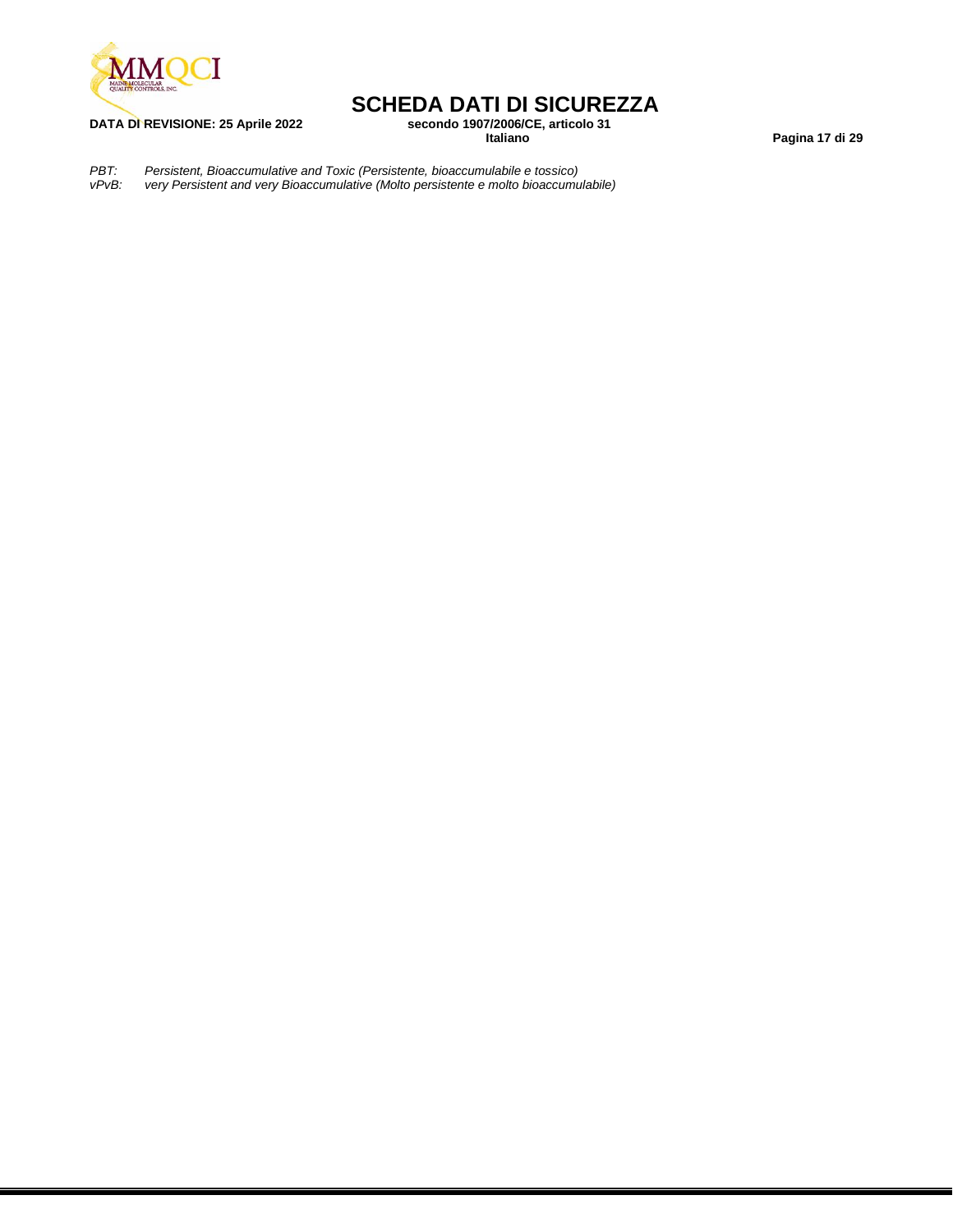*PBT:* *Persistent, Bioaccumulative and Toxic (Persistente, bioaccumulabile e tossico)*
*vPvB:* *very Persistent and very Bioaccumulative (Molto persistente e molto bioaccumulabile)*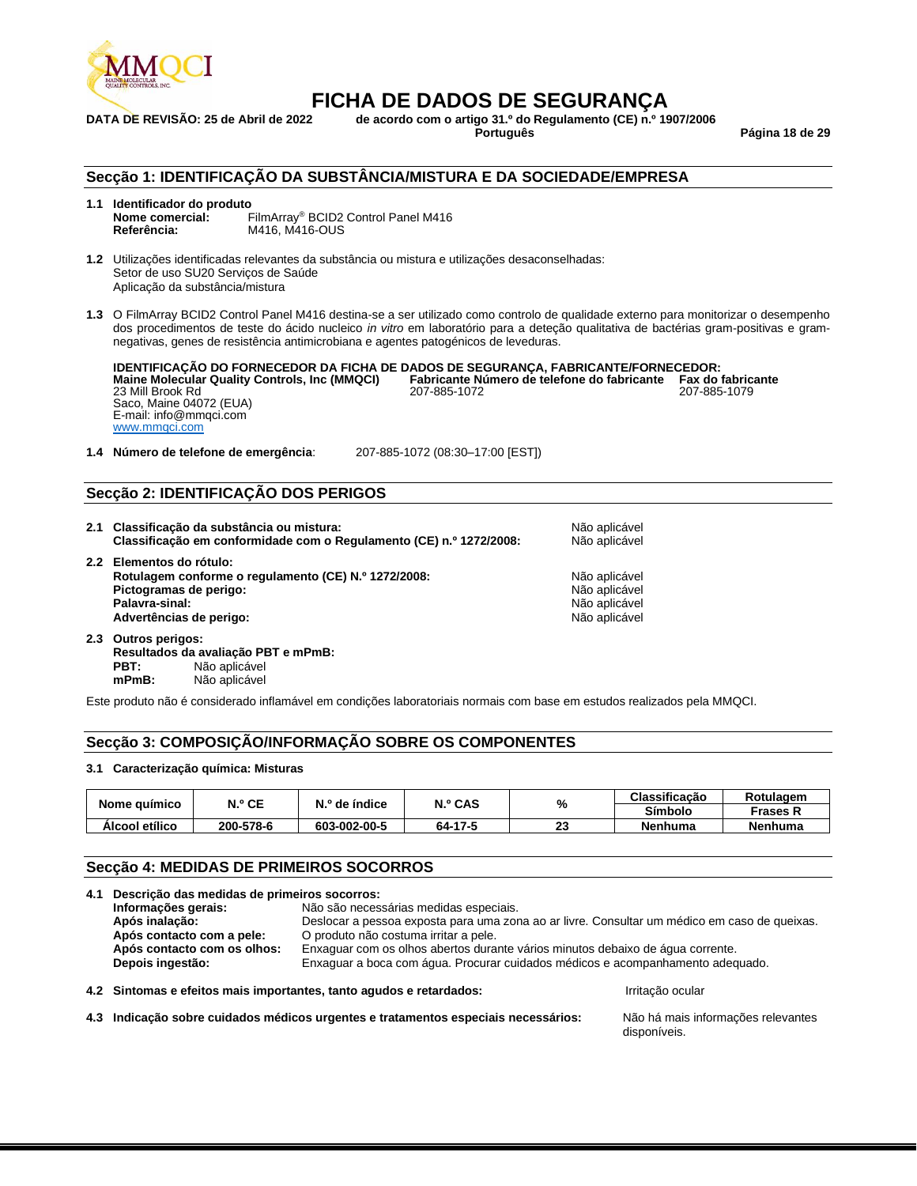# FICHA DE DADOS DE SEGURANÇA

**DATA DE REVISÃO: 25 de Abril de 2022** **de acordo com o artigo 31.º do Regulamento (CE) n.º 1907/2006**
**Português**

## Secção 1: IDENTIFICAÇÃO DA SUBSTÂNCIA/MISTURA E DA SOCIEDADE/EMPRESA

**1.1 Identificador do produto**
**Nome comercial:** FilmArray® BCID2 Control Panel M416
**Referência:** M416, M416-OUS

**1.2** Utilizações identificadas relevantes da substância ou mistura e utilizações desaconselhadas:
Setor de uso SU20 Serviços de Saúde
Aplicação da substância/mistura

**1.3** O FilmArray BCID2 Control Panel M416 destina-se a ser utilizado como controlo de qualidade externo para monitorizar o desempenho dos procedimentos de teste do ácido nucleico *in vitro* em laboratório para a deteção qualitativa de bactérias gram-positivas e gram-negativas, genes de resistência antimicrobiana e agentes patogénicos de leveduras.

**IDENTIFICAÇÃO DO FORNECEDOR DA FICHA DE DADOS DE SEGURANÇA, FABRICANTE/FORNECEDOR:**

**Maine Molecular Quality Controls, Inc (MMQCI)**
23 Mill Brook Rd
Saco, Maine 04072 (EUA)
E-mail: info@mmqci.com
www.mmqci.com

**Fabricante Número de telefone do fabricante**
207-885-1072

**Fax do fabricante**
207-885-1079

**1.4 Número de telefone de emergência**: 207-885-1072 (08:30–17:00 [EST])

## Secção 2: IDENTIFICAÇÃO DOS PERIGOS

**2.1 Classificação da substância ou mistura:** Não aplicável
**Classificação em conformidade com o Regulamento (CE) n.º 1272/2008:** Não aplicável

**2.2 Elementos do rótulo:**
**Rotulagem conforme o regulamento (CE) N.º 1272/2008:** Não aplicável
**Pictogramas de perigo:** Não aplicável
**Palavra-sinal:** Não aplicável
**Advertências de perigo:** Não aplicável

**2.3 Outros perigos:**
**Resultados da avaliação PBT e mPmB:**
**PBT:** Não aplicável
**mPmB:** Não aplicável

Este produto não é considerado inflamável em condições laboratoriais normais com base em estudos realizados pela MMQCI.

## Secção 3: COMPOSIÇÃO/INFORMAÇÃO SOBRE OS COMPONENTES

**3.1 Caracterização química: Misturas**

| Nome químico | N.º CE | N.º de índice | N.º CAS | % | Classificação Símbolo | Rotulagem Frases R |
|---|---|---|---|---|---|---|
| **Álcool etílico** | **200-578-6** | **603-002-00-5** | **64-17-5** | **23** | **Nenhuma** | **Nenhuma** |

## Secção 4: MEDIDAS DE PRIMEIROS SOCORROS

**4.1 Descrição das medidas de primeiros socorros:**
**Informações gerais:** Não são necessárias medidas especiais.
**Após inalação:** Deslocar a pessoa exposta para uma zona ao ar livre. Consultar um médico em caso de queixas.
**Após contacto com a pele:** O produto não costuma irritar a pele.
**Após contacto com os olhos:** Enxaguar com os olhos abertos durante vários minutos debaixo de água corrente.
**Depois ingestão:** Enxaguar a boca com água. Procurar cuidados médicos e acompanhamento adequado.

**4.2 Sintomas e efeitos mais importantes, tanto agudos e retardados:** Irritação ocular

**4.3 Indicação sobre cuidados médicos urgentes e tratamentos especiais necessários:** Não há mais informações relevantes disponíveis.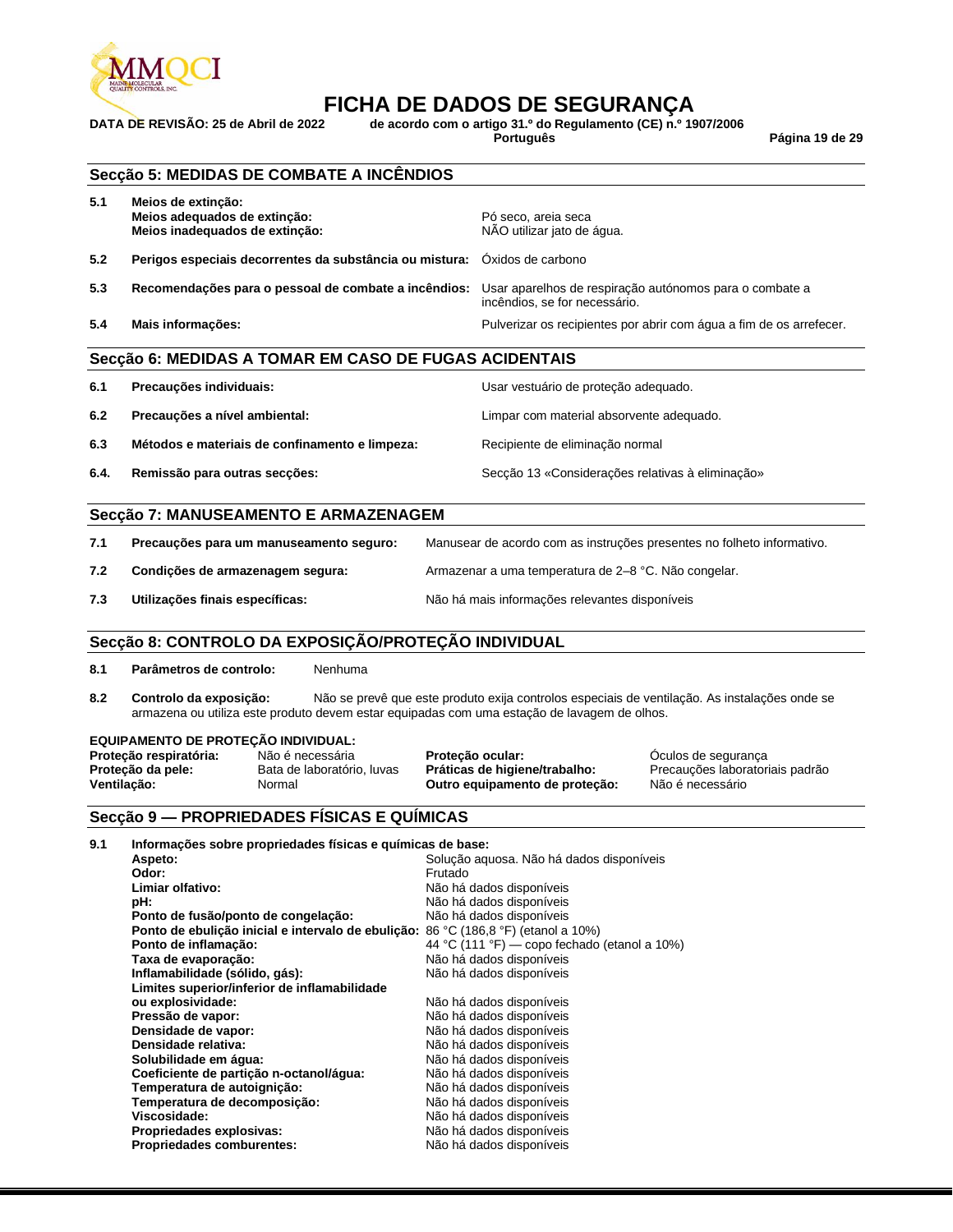## Secção 5: MEDIDAS DE COMBATE A INCÊNDIOS

| | | |
|---|---|---|
| **5.1** | **Meios de extinção:** | |
| | **Meios adequados de extinção:** | Pó seco, areia seca |
| | **Meios inadequados de extinção:** | NÃO utilizar jato de água. |
| **5.2** | **Perigos especiais decorrentes da substância ou mistura:** | Óxidos de carbono |
| **5.3** | **Recomendações para o pessoal de combate a incêndios:** | Usar aparelhos de respiração autónomos para o combate a incêndios, se for necessário. |
| **5.4** | **Mais informações:** | Pulverizar os recipientes por abrir com água a fim de os arrefecer. |

## Secção 6: MEDIDAS A TOMAR EM CASO DE FUGAS ACIDENTAIS

| | | |
|---|---|---|
| **6.1** | **Precauções individuais:** | Usar vestuário de proteção adequado. |
| **6.2** | **Precauções a nível ambiental:** | Limpar com material absorvente adequado. |
| **6.3** | **Métodos e materiais de confinamento e limpeza:** | Recipiente de eliminação normal |
| **6.4.** | **Remissão para outras secções:** | Secção 13 «Considerações relativas à eliminação» |

## Secção 7: MANUSEAMENTO E ARMAZENAGEM

| | | |
|---|---|---|
| **7.1** | **Precauções para um manuseamento seguro:** | Manusear de acordo com as instruções presentes no folheto informativo. |
| **7.2** | **Condições de armazenagem segura:** | Armazenar a uma temperatura de 2–8 °C. Não congelar. |
| **7.3** | **Utilizações finais específicas:** | Não há mais informações relevantes disponíveis |

## Secção 8: CONTROLO DA EXPOSIÇÃO/PROTEÇÃO INDIVIDUAL

**8.1** **Parâmetros de controlo:** Nenhuma

**8.2** **Controlo da exposição:** Não se prevê que este produto exija controlos especiais de ventilação. As instalações onde se armazena ou utiliza este produto devem estar equipadas com uma estação de lavagem de olhos.

**EQUIPAMENTO DE PROTEÇÃO INDIVIDUAL:**

| | | | |
|---|---|---|---|
| **Proteção respiratória:** | Não é necessária | **Proteção ocular:** | Óculos de segurança |
| **Proteção da pele:** | Bata de laboratório, luvas | **Práticas de higiene/trabalho:** | Precauções laboratoriais padrão |
| **Ventilação:** | Normal | **Outro equipamento de proteção:** | Não é necessário |

## Secção 9 — PROPRIEDADES FÍSICAS E QUÍMICAS

**9.1** **Informações sobre propriedades físicas e químicas de base:**

| | |
|---|---|
| **Aspeto:** | Solução aquosa. Não há dados disponíveis |
| **Odor:** | Frutado |
| **Limiar olfativo:** | Não há dados disponíveis |
| **pH:** | Não há dados disponíveis |
| **Ponto de fusão/ponto de congelação:** | Não há dados disponíveis |
| **Ponto de ebulição inicial e intervalo de ebulição:** | 86 °C (186,8 °F) (etanol a 10%) |
| **Ponto de inflamação:** | 44 °C (111 °F) — copo fechado (etanol a 10%) |
| **Taxa de evaporação:** | Não há dados disponíveis |
| **Inflamabilidade (sólido, gás):** | Não há dados disponíveis |
| **Limites superior/inferior de inflamabilidade ou explosividade:** | Não há dados disponíveis |
| **Pressão de vapor:** | Não há dados disponíveis |
| **Densidade de vapor:** | Não há dados disponíveis |
| **Densidade relativa:** | Não há dados disponíveis |
| **Solubilidade em água:** | Não há dados disponíveis |
| **Coeficiente de partição n-octanol/água:** | Não há dados disponíveis |
| **Temperatura de autoignição:** | Não há dados disponíveis |
| **Temperatura de decomposição:** | Não há dados disponíveis |
| **Viscosidade:** | Não há dados disponíveis |
| **Propriedades explosivas:** | Não há dados disponíveis |
| **Propriedades comburentes:** | Não há dados disponíveis |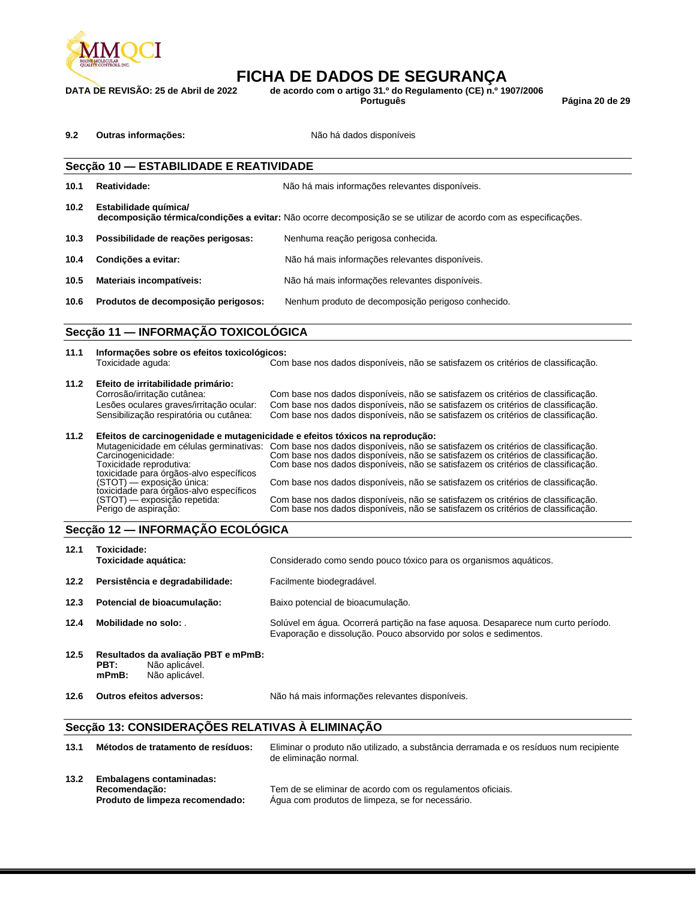**9.2 Outras informações:** Não há dados disponíveis

## Secção 10 — ESTABILIDADE E REATIVIDADE

**10.1 Reatividade:** Não há mais informações relevantes disponíveis.

**10.2 Estabilidade química/ decomposição térmica/condições a evitar:** Não ocorre decomposição se se utilizar de acordo com as especificações.

**10.3 Possibilidade de reações perigosas:** Nenhuma reação perigosa conhecida.

**10.4 Condições a evitar:** Não há mais informações relevantes disponíveis.

**10.5 Materiais incompatíveis:** Não há mais informações relevantes disponíveis.

**10.6 Produtos de decomposição perigosos:** Nenhum produto de decomposição perigoso conhecido.

## Secção 11 — INFORMAÇÃO TOXICOLÓGICA

**11.1 Informações sobre os efeitos toxicológicos:**

Toxicidade aguda: Com base nos dados disponíveis, não se satisfazem os critérios de classificação.

**11.2 Efeito de irritabilidade primário:**

Corrosão/irritação cutânea: Com base nos dados disponíveis, não se satisfazem os critérios de classificação.
Lesões oculares graves/irritação ocular: Com base nos dados disponíveis, não se satisfazem os critérios de classificação.
Sensibilização respiratória ou cutânea: Com base nos dados disponíveis, não se satisfazem os critérios de classificação.

**11.2 Efeitos de carcinogenidade e mutagenicidade e efeitos tóxicos na reprodução:**

Mutagenicidade em células germinativas: Com base nos dados disponíveis, não se satisfazem os critérios de classificação.
Carcinogenicidade: Com base nos dados disponíveis, não se satisfazem os critérios de classificação.
Toxicidade reprodutiva: Com base nos dados disponíveis, não se satisfazem os critérios de classificação.
toxicidade para órgãos-alvo específicos (STOT) — exposição única: Com base nos dados disponíveis, não se satisfazem os critérios de classificação.
toxicidade para órgãos-alvo específicos (STOT) — exposição repetida: Com base nos dados disponíveis, não se satisfazem os critérios de classificação.
Perigo de aspiração: Com base nos dados disponíveis, não se satisfazem os critérios de classificação.

## Secção 12 — INFORMAÇÃO ECOLÓGICA

**12.1 Toxicidade:**
**Toxicidade aquática:** Considerado como sendo pouco tóxico para os organismos aquáticos.

**12.2 Persistência e degradabilidade:** Facilmente biodegradável.

**12.3 Potencial de bioacumulação:** Baixo potencial de bioacumulação.

**12.4 Mobilidade no solo:** . Solúvel em água. Ocorrerá partição na fase aquosa. Desaparece num curto período. Evaporação e dissolução. Pouco absorvido por solos e sedimentos.

**12.5 Resultados da avaliação PBT e mPmB:**
**PBT:** Não aplicável.
**mPmB:** Não aplicável.

**12.6 Outros efeitos adversos:** Não há mais informações relevantes disponíveis.

## Secção 13: CONSIDERAÇÕES RELATIVAS À ELIMINAÇÃO

**13.1 Métodos de tratamento de resíduos:** Eliminar o produto não utilizado, a substância derramada e os resíduos num recipiente de eliminação normal.

**13.2 Embalagens contaminadas:**
**Recomendação:** Tem de se eliminar de acordo com os regulamentos oficiais.
**Produto de limpeza recomendado:** Água com produtos de limpeza, se for necessário.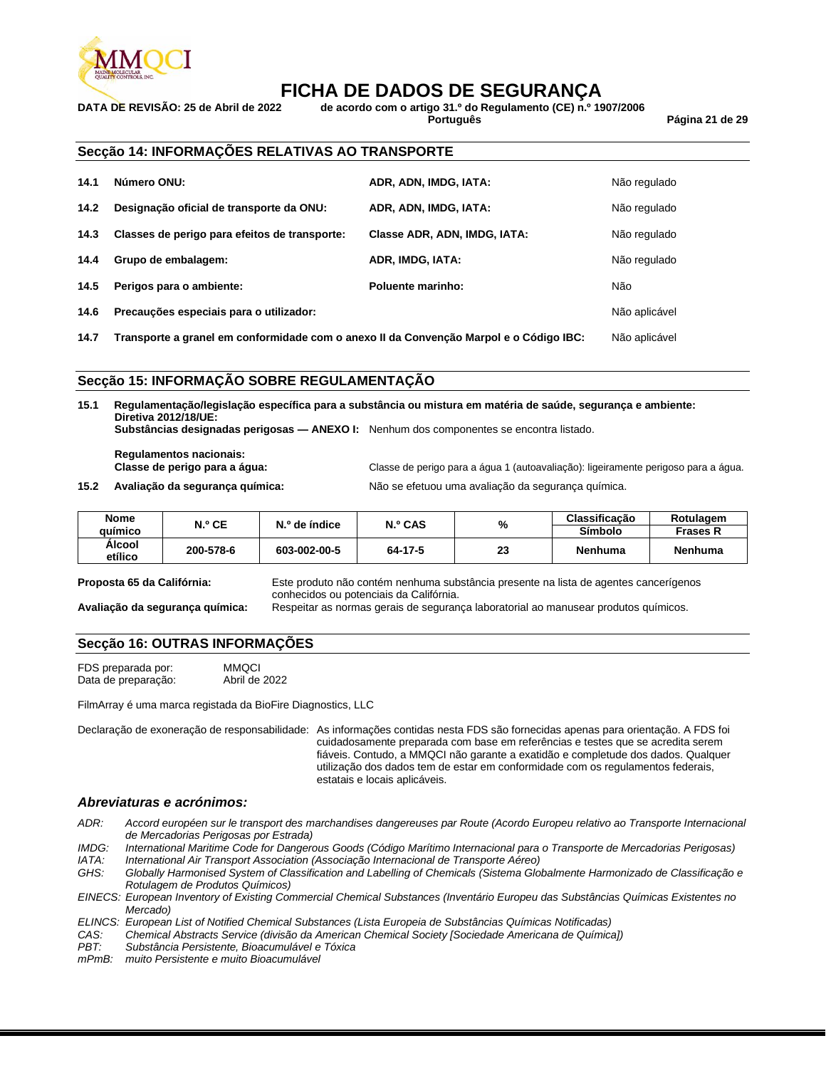## Secção 14: INFORMAÇÕES RELATIVAS AO TRANSPORTE

| | | | |
|---|---|---|---|
| **14.1** | **Número ONU:** | **ADR, ADN, IMDG, IATA:** | Não regulado |
| **14.2** | **Designação oficial de transporte da ONU:** | **ADR, ADN, IMDG, IATA:** | Não regulado |
| **14.3** | **Classes de perigo para efeitos de transporte:** | **Classe ADR, ADN, IMDG, IATA:** | Não regulado |
| **14.4** | **Grupo de embalagem:** | **ADR, IMDG, IATA:** | Não regulado |
| **14.5** | **Perigos para o ambiente:** | **Poluente marinho:** | Não |
| **14.6** | **Precauções especiais para o utilizador:** | | Não aplicável |
| **14.7** | **Transporte a granel em conformidade com o anexo II da Convenção Marpol e o Código IBC:** | | Não aplicável |

## Secção 15: INFORMAÇÃO SOBRE REGULAMENTAÇÃO

**15.1 Regulamentação/legislação específica para a substância ou mistura em matéria de saúde, segurança e ambiente:**
**Diretiva 2012/18/UE:**
**Substâncias designadas perigosas — ANEXO I:** Nenhum dos componentes se encontra listado.

**Regulamentos nacionais:**
**Classe de perigo para a água:** Classe de perigo para a água 1 (autoavaliação): ligeiramente perigoso para a água.

**15.2 Avaliação da segurança química:** Não se efetuou uma avaliação da segurança química.

| Nome químico | N.º CE | N.º de índice | N.º CAS | % | Classificação | Rotulagem |
|---|---|---|---|---|---|---|
| | | | | | Símbolo | Frases R |
| **Álcool etílico** | **200-578-6** | **603-002-00-5** | **64-17-5** | **23** | **Nenhuma** | **Nenhuma** |

**Proposta 65 da Califórnia:** Este produto não contém nenhuma substância presente na lista de agentes cancerígenos conhecidos ou potenciais da Califórnia.

**Avaliação da segurança química:** Respeitar as normas gerais de segurança laboratorial ao manusear produtos químicos.

## Secção 16: OUTRAS INFORMAÇÕES

FDS preparada por: MMQCI
Data de preparação: Abril de 2022

FilmArray é uma marca registada da BioFire Diagnostics, LLC

Declaração de exoneração de responsabilidade: As informações contidas nesta FDS são fornecidas apenas para orientação. A FDS foi cuidadosamente preparada com base em referências e testes que se acredita serem fiáveis. Contudo, a MMQCI não garante a exatidão e completude dos dados. Qualquer utilização dos dados tem de estar em conformidade com os regulamentos federais, estatais e locais aplicáveis.

### *Abreviaturas e acrónimos:*

*ADR: Accord européen sur le transport des marchandises dangereuses par Route (Acordo Europeu relativo ao Transporte Internacional de Mercadorias Perigosas por Estrada)*
*IMDG: International Maritime Code for Dangerous Goods (Código Marítimo Internacional para o Transporte de Mercadorias Perigosas)*
*IATA: International Air Transport Association (Associação Internacional de Transporte Aéreo)*
*GHS: Globally Harmonised System of Classification and Labelling of Chemicals (Sistema Globalmente Harmonizado de Classificação e Rotulagem de Produtos Químicos)*
*EINECS: European Inventory of Existing Commercial Chemical Substances (Inventário Europeu das Substâncias Químicas Existentes no Mercado)*
*ELINCS: European List of Notified Chemical Substances (Lista Europeia de Substâncias Químicas Notificadas)*
*CAS: Chemical Abstracts Service (divisão da American Chemical Society [Sociedade Americana de Química])*
*PBT: Substância Persistente, Bioacumulável e Tóxica*
*mPmB: muito Persistente e muito Bioacumulável*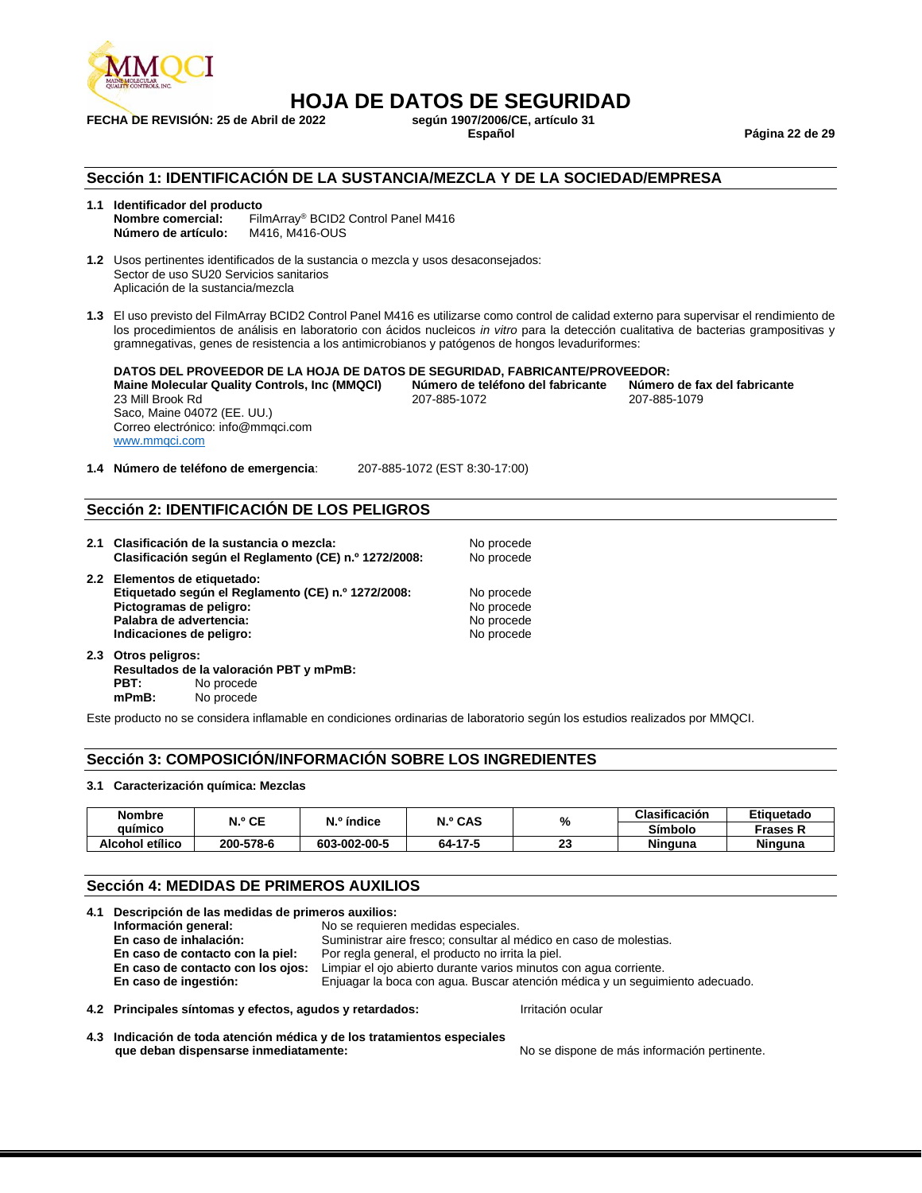# HOJA DE DATOS DE SEGURIDAD

**FECHA DE REVISIÓN: 25 de Abril de 2022** **según 1907/2006/CE, artículo 31**
**Español**

## Sección 1: IDENTIFICACIÓN DE LA SUSTANCIA/MEZCLA Y DE LA SOCIEDAD/EMPRESA

**1.1 Identificador del producto**
**Nombre comercial:** FilmArray® BCID2 Control Panel M416
**Número de artículo:** M416, M416-OUS

**1.2** Usos pertinentes identificados de la sustancia o mezcla y usos desaconsejados:
Sector de uso SU20 Servicios sanitarios
Aplicación de la sustancia/mezcla

**1.3** El uso previsto del FilmArray BCID2 Control Panel M416 es utilizarse como control de calidad externo para supervisar el rendimiento de los procedimientos de análisis en laboratorio con ácidos nucleicos *in vitro* para la detección cualitativa de bacterias grampositivas y gramnegativas, genes de resistencia a los antimicrobianos y patógenos de hongos levaduriformes:

**DATOS DEL PROVEEDOR DE LA HOJA DE DATOS DE SEGURIDAD, FABRICANTE/PROVEEDOR:**

**Maine Molecular Quality Controls, Inc (MMQCI)**
23 Mill Brook Rd
Saco, Maine 04072 (EE. UU.)
Correo electrónico: info@mmqci.com
www.mmqci.com

**Número de teléfono del fabricante**
207-885-1072

**Número de fax del fabricante**
207-885-1079

**1.4 Número de teléfono de emergencia**: 207-885-1072 (EST 8:30-17:00)

## Sección 2: IDENTIFICACIÓN DE LOS PELIGROS

**2.1 Clasificación de la sustancia o mezcla:** No procede
**Clasificación según el Reglamento (CE) n.º 1272/2008:** No procede

**2.2 Elementos de etiquetado:**
**Etiquetado según el Reglamento (CE) n.º 1272/2008:** No procede
**Pictogramas de peligro:** No procede
**Palabra de advertencia:** No procede
**Indicaciones de peligro:** No procede

**2.3 Otros peligros:**
**Resultados de la valoración PBT y mPmB:**
**PBT:** No procede
**mPmB:** No procede

Este producto no se considera inflamable en condiciones ordinarias de laboratorio según los estudios realizados por MMQCI.

## Sección 3: COMPOSICIÓN/INFORMACIÓN SOBRE LOS INGREDIENTES

**3.1 Caracterización química: Mezclas**

| Nombre químico | N.º CE | N.º índice | N.º CAS | % | Clasificación | Etiquetado |
|---|---|---|---|---|---|---|
| | | | | | Símbolo | Frases R |
| Alcohol etílico | 200-578-6 | 603-002-00-5 | 64-17-5 | 23 | Ninguna | Ninguna |

## Sección 4: MEDIDAS DE PRIMEROS AUXILIOS

**4.1 Descripción de las medidas de primeros auxilios:**
**Información general:** No se requieren medidas especiales.
**En caso de inhalación:** Suministrar aire fresco; consultar al médico en caso de molestias.
**En caso de contacto con la piel:** Por regla general, el producto no irrita la piel.
**En caso de contacto con los ojos:** Limpiar el ojo abierto durante varios minutos con agua corriente.
**En caso de ingestión:** Enjuagar la boca con agua. Buscar atención médica y un seguimiento adecuado.

**4.2 Principales síntomas y efectos, agudos y retardados:** Irritación ocular

**4.3 Indicación de toda atención médica y de los tratamientos especiales que deban dispensarse inmediatamente:** No se dispone de más información pertinente.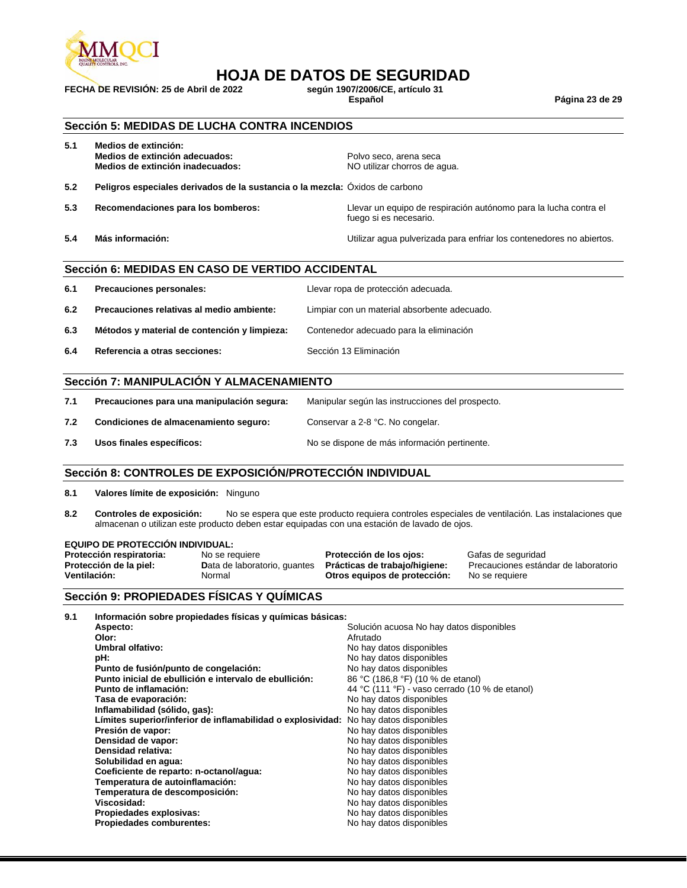## Sección 5: MEDIDAS DE LUCHA CONTRA INCENDIOS

**5.1 Medios de extinción:**

| | | |
|---|---|---|
| | **Medios de extinción adecuados:** | Polvo seco, arena seca |
| | **Medios de extinción inadecuados:** | NO utilizar chorros de agua. |
| **5.2** | **Peligros especiales derivados de la sustancia o la mezcla:** | Óxidos de carbono |
| **5.3** | **Recomendaciones para los bomberos:** | Llevar un equipo de respiración autónomo para la lucha contra el fuego si es necesario. |
| **5.4** | **Más información:** | Utilizar agua pulverizada para enfriar los contenedores no abiertos. |

## Sección 6: MEDIDAS EN CASO DE VERTIDO ACCIDENTAL

| | | |
|---|---|---|
| **6.1** | **Precauciones personales:** | Llevar ropa de protección adecuada. |
| **6.2** | **Precauciones relativas al medio ambiente:** | Limpiar con un material absorbente adecuado. |
| **6.3** | **Métodos y material de contención y limpieza:** | Contenedor adecuado para la eliminación |
| **6.4** | **Referencia a otras secciones:** | Sección 13 Eliminación |

## Sección 7: MANIPULACIÓN Y ALMACENAMIENTO

| | | |
|---|---|---|
| **7.1** | **Precauciones para una manipulación segura:** | Manipular según las instrucciones del prospecto. |
| **7.2** | **Condiciones de almacenamiento seguro:** | Conservar a 2-8 °C. No congelar. |
| **7.3** | **Usos finales específicos:** | No se dispone de más información pertinente. |

## Sección 8: CONTROLES DE EXPOSICIÓN/PROTECCIÓN INDIVIDUAL

**8.1 Valores límite de exposición:** Ninguno

**8.2 Controles de exposición:** No se espera que este producto requiera controles especiales de ventilación. Las instalaciones que almacenan o utilizan este producto deben estar equipadas con una estación de lavado de ojos.

**EQUIPO DE PROTECCIÓN INDIVIDUAL:**

| | | | |
|---|---|---|---|
| **Protección respiratoria:** | No se requiere | **Protección de los ojos:** | Gafas de seguridad |
| **Protección de la piel:** | Data de laboratorio, guantes | **Prácticas de trabajo/higiene:** | Precauciones estándar de laboratorio |
| **Ventilación:** | Normal | **Otros equipos de protección:** | No se requiere |

## Sección 9: PROPIEDADES FÍSICAS Y QUÍMICAS

**9.1 Información sobre propiedades físicas y químicas básicas:**

| | |
|---|---|
| **Aspecto:** | Solución acuosa No hay datos disponibles |
| **Olor:** | Afrutado |
| **Umbral olfativo:** | No hay datos disponibles |
| **pH:** | No hay datos disponibles |
| **Punto de fusión/punto de congelación:** | No hay datos disponibles |
| **Punto inicial de ebullición e intervalo de ebullición:** | 86 °C (186,8 °F) (10 % de etanol) |
| **Punto de inflamación:** | 44 °C (111 °F) - vaso cerrado (10 % de etanol) |
| **Tasa de evaporación:** | No hay datos disponibles |
| **Inflamabilidad (sólido, gas):** | No hay datos disponibles |
| **Límites superior/inferior de inflamabilidad o explosividad:** | No hay datos disponibles |
| **Presión de vapor:** | No hay datos disponibles |
| **Densidad de vapor:** | No hay datos disponibles |
| **Densidad relativa:** | No hay datos disponibles |
| **Solubilidad en agua:** | No hay datos disponibles |
| **Coeficiente de reparto: n-octanol/agua:** | No hay datos disponibles |
| **Temperatura de autoinflamación:** | No hay datos disponibles |
| **Temperatura de descomposición:** | No hay datos disponibles |
| **Viscosidad:** | No hay datos disponibles |
| **Propiedades explosivas:** | No hay datos disponibles |
| **Propiedades comburentes:** | No hay datos disponibles |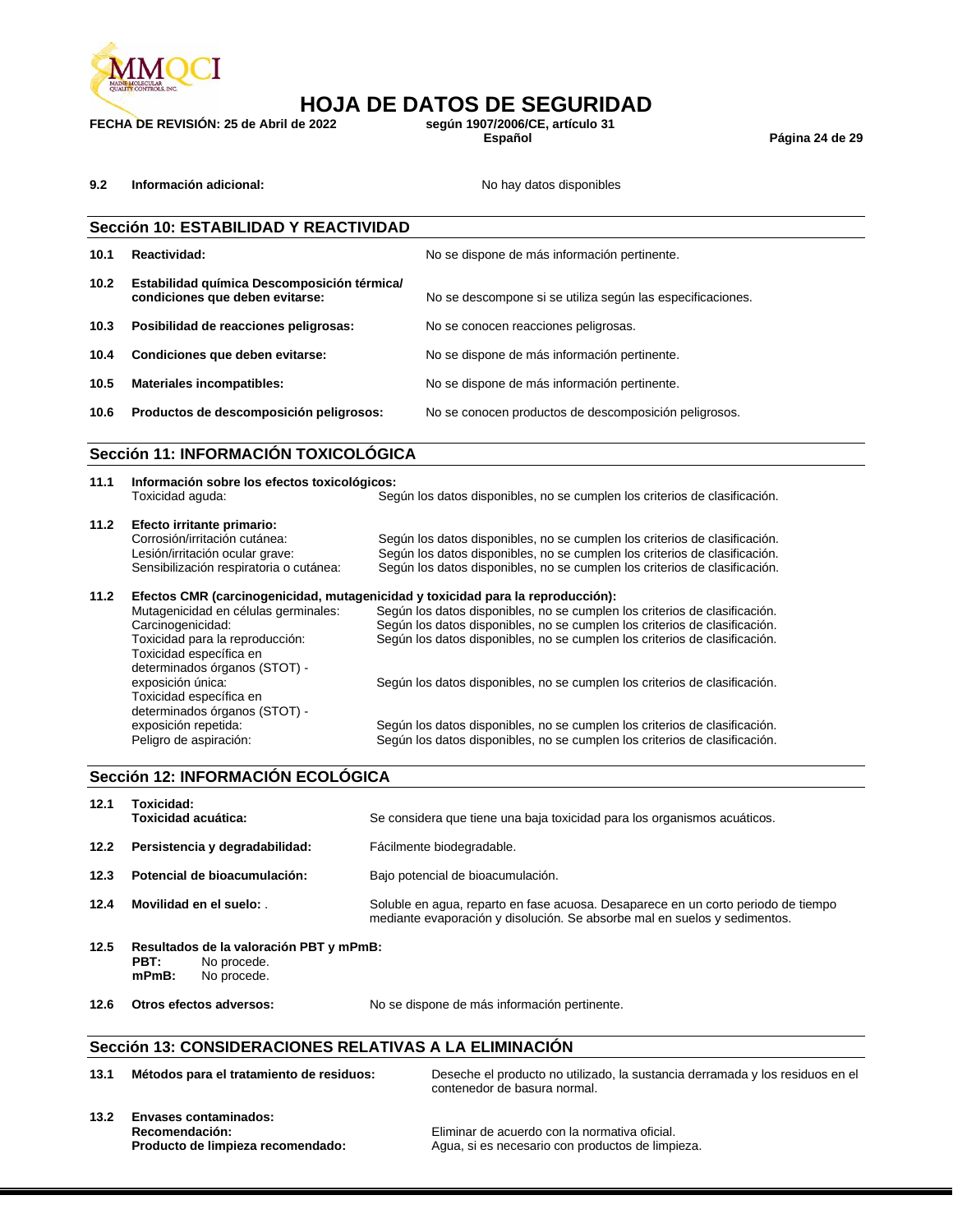**9.2 Información adicional:** No hay datos disponibles

## Sección 10: ESTABILIDAD Y REACTIVIDAD

| | | |
|---|---|---|
| **10.1** | **Reactividad:** | No se dispone de más información pertinente. |
| **10.2** | **Estabilidad química Descomposición térmica/ condiciones que deben evitarse:** | No se descompone si se utiliza según las especificaciones. |
| **10.3** | **Posibilidad de reacciones peligrosas:** | No se conocen reacciones peligrosas. |
| **10.4** | **Condiciones que deben evitarse:** | No se dispone de más información pertinente. |
| **10.5** | **Materiales incompatibles:** | No se dispone de más información pertinente. |
| **10.6** | **Productos de descomposición peligrosos:** | No se conocen productos de descomposición peligrosos. |

## Sección 11: INFORMACIÓN TOXICOLÓGICA

**11.1 Información sobre los efectos toxicológicos:**

| | |
|---|---|
| Toxicidad aguda: | Según los datos disponibles, no se cumplen los criterios de clasificación. |

**11.2 Efecto irritante primario:**

| | |
|---|---|
| Corrosión/irritación cutánea: | Según los datos disponibles, no se cumplen los criterios de clasificación. |
| Lesión/irritación ocular grave: | Según los datos disponibles, no se cumplen los criterios de clasificación. |
| Sensibilización respiratoria o cutánea: | Según los datos disponibles, no se cumplen los criterios de clasificación. |

**11.2 Efectos CMR (carcinogenicidad, mutagenicidad y toxicidad para la reproducción):**

| | |
|---|---|
| Mutagenicidad en células germinales: | Según los datos disponibles, no se cumplen los criterios de clasificación. |
| Carcinogenicidad: | Según los datos disponibles, no se cumplen los criterios de clasificación. |
| Toxicidad para la reproducción: | Según los datos disponibles, no se cumplen los criterios de clasificación. |
| Toxicidad específica en determinados órganos (STOT) - exposición única: | Según los datos disponibles, no se cumplen los criterios de clasificación. |
| Toxicidad específica en determinados órganos (STOT) - exposición repetida: | Según los datos disponibles, no se cumplen los criterios de clasificación. |
| Peligro de aspiración: | Según los datos disponibles, no se cumplen los criterios de clasificación. |

## Sección 12: INFORMACIÓN ECOLÓGICA

| | | |
|---|---|---|
| **12.1** | **Toxicidad:** **Toxicidad acuática:** | Se considera que tiene una baja toxicidad para los organismos acuáticos. |
| **12.2** | **Persistencia y degradabilidad:** | Fácilmente biodegradable. |
| **12.3** | **Potencial de bioacumulación:** | Bajo potencial de bioacumulación. |
| **12.4** | **Movilidad en el suelo:** . | Soluble en agua, reparto en fase acuosa. Desaparece en un corto periodo de tiempo mediante evaporación y disolución. Se absorbe mal en suelos y sedimentos. |

**12.5 Resultados de la valoración PBT y mPmB:**
**PBT:** No procede.
**mPmB:** No procede.

**12.6 Otros efectos adversos:** No se dispone de más información pertinente.

## Sección 13: CONSIDERACIONES RELATIVAS A LA ELIMINACIÓN

**13.1 Métodos para el tratamiento de residuos:** Deseche el producto no utilizado, la sustancia derramada y los residuos en el contenedor de basura normal.

**13.2 Envases contaminados:**

| | |
|---|---|
| **Recomendación:** | Eliminar de acuerdo con la normativa oficial. |
| **Producto de limpieza recomendado:** | Agua, si es necesario con productos de limpieza. |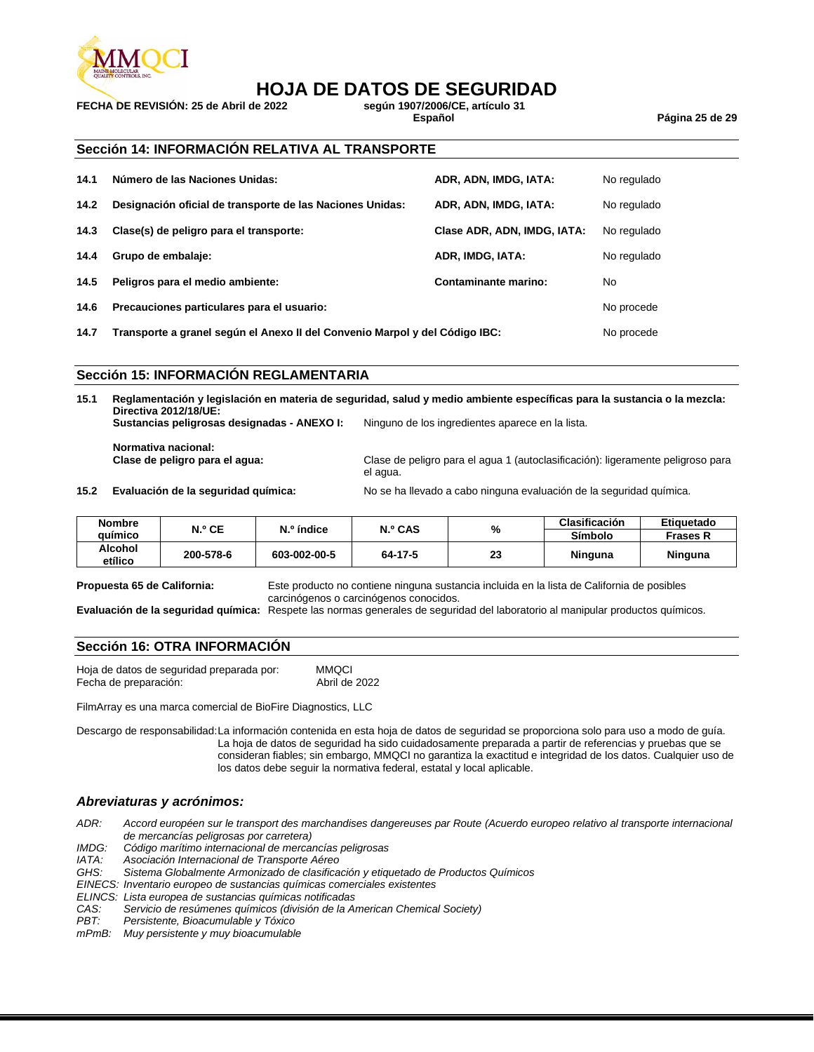## Sección 14: INFORMACIÓN RELATIVA AL TRANSPORTE

| | | | |
|---|---|---|---|
| **14.1** | **Número de las Naciones Unidas:** | **ADR, ADN, IMDG, IATA:** | No regulado |
| **14.2** | **Designación oficial de transporte de las Naciones Unidas:** | **ADR, ADN, IMDG, IATA:** | No regulado |
| **14.3** | **Clase(s) de peligro para el transporte:** | **Clase ADR, ADN, IMDG, IATA:** | No regulado |
| **14.4** | **Grupo de embalaje:** | **ADR, IMDG, IATA:** | No regulado |
| **14.5** | **Peligros para el medio ambiente:** | **Contaminante marino:** | No |
| **14.6** | **Precauciones particulares para el usuario:** | | No procede |
| **14.7** | **Transporte a granel según el Anexo II del Convenio Marpol y del Código IBC:** | | No procede |

## Sección 15: INFORMACIÓN REGLAMENTARIA

**15.1 Reglamentación y legislación en materia de seguridad, salud y medio ambiente específicas para la sustancia o la mezcla:**
**Directiva 2012/18/UE:**
**Sustancias peligrosas designadas - ANEXO I:** Ninguno de los ingredientes aparece en la lista.

**Normativa nacional:**
**Clase de peligro para el agua:** Clase de peligro para el agua 1 (autoclasificación): ligeramente peligroso para el agua.

**15.2 Evaluación de la seguridad química:** No se ha llevado a cabo ninguna evaluación de la seguridad química.

| Nombre químico | N.º CE | N.º índice | N.º CAS | % | Clasificación | Etiquetado |
|---|---|---|---|---|---|---|
| | | | | | Símbolo | Frases R |
| **Alcohol etílico** | **200-578-6** | **603-002-00-5** | **64-17-5** | **23** | **Ninguna** | **Ninguna** |

**Propuesta 65 de California:** Este producto no contiene ninguna sustancia incluida en la lista de California de posibles carcinógenos o carcinógenos conocidos.

**Evaluación de la seguridad química:** Respete las normas generales de seguridad del laboratorio al manipular productos químicos.

## Sección 16: OTRA INFORMACIÓN

Hoja de datos de seguridad preparada por: MMQCI
Fecha de preparación: Abril de 2022

FilmArray es una marca comercial de BioFire Diagnostics, LLC

Descargo de responsabilidad: La información contenida en esta hoja de datos de seguridad se proporciona solo para uso a modo de guía. La hoja de datos de seguridad ha sido cuidadosamente preparada a partir de referencias y pruebas que se consideran fiables; sin embargo, MMQCI no garantiza la exactitud e integridad de los datos. Cualquier uso de los datos debe seguir la normativa federal, estatal y local aplicable.

### *Abreviaturas y acrónimos:*

*ADR: Accord européen sur le transport des marchandises dangereuses par Route (Acuerdo europeo relativo al transporte internacional de mercancías peligrosas por carretera)*
*IMDG: Código marítimo internacional de mercancías peligrosas*
*IATA: Asociación Internacional de Transporte Aéreo*
*GHS: Sistema Globalmente Armonizado de clasificación y etiquetado de Productos Químicos*
*EINECS: Inventario europeo de sustancias químicas comerciales existentes*
*ELINCS: Lista europea de sustancias químicas notificadas*
*CAS: Servicio de resúmenes químicos (división de la American Chemical Society)*
*PBT: Persistente, Bioacumulable y Tóxico*
*mPmB: Muy persistente y muy bioacumulable*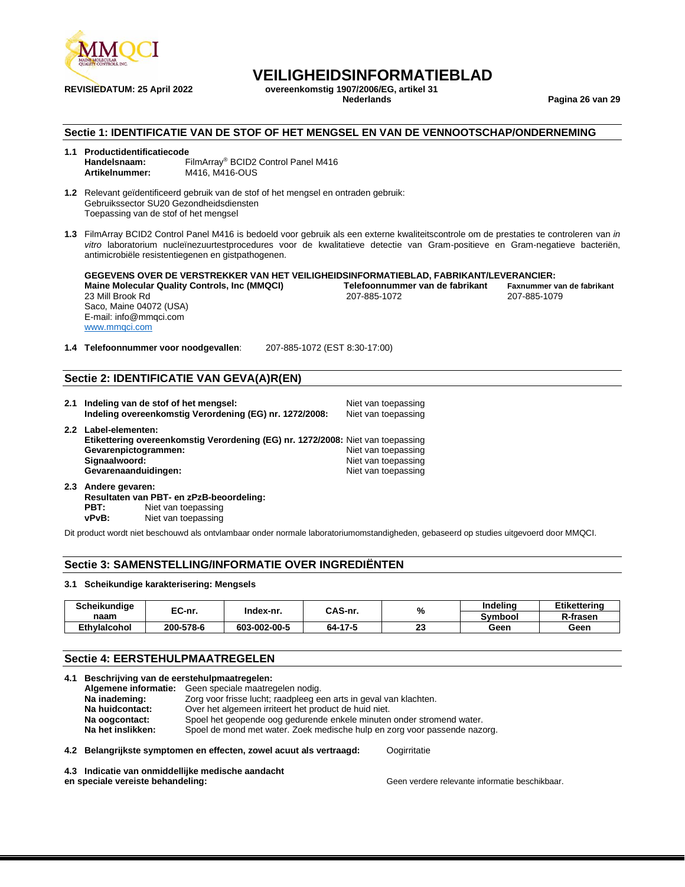# VEILIGHEIDSINFORMATIEBLAD

**REVISIEDATUM: 25 April 2022** **overeenkomstig 1907/2006/EG, artikel 31**
**Nederlands**

## Sectie 1: IDENTIFICATIE VAN DE STOF OF HET MENGSEL EN VAN DE VENNOOTSCHAP/ONDERNEMING

**1.1 Productidentificatiecode**
**Handelsnaam:** FilmArray® BCID2 Control Panel M416
**Artikelnummer:** M416, M416-OUS

**1.2** Relevant geïdentificeerd gebruik van de stof of het mengsel en ontraden gebruik:
Gebruikssector SU20 Gezondheidsdiensten
Toepassing van de stof of het mengsel

**1.3** FilmArray BCID2 Control Panel M416 is bedoeld voor gebruik als een externe kwaliteitscontrole om de prestaties te controleren van *in vitro* laboratorium nucleïnezuurtestprocedures voor de kwalitatieve detectie van Gram-positieve en Gram-negatieve bacteriën, antimicrobiële resistentiegenen en gistpathogenen.

**GEGEVENS OVER DE VERSTREKKER VAN HET VEILIGHEIDSINFORMATIEBLAD, FABRIKANT/LEVERANCIER:**

**Maine Molecular Quality Controls, Inc (MMQCI)**
23 Mill Brook Rd
Saco, Maine 04072 (USA)
E-mail: info@mmqci.com
www.mmqci.com

**Telefoonnummer van de fabrikant** 207-885-1072
**Faxnummer van de fabrikant** 207-885-1079

**1.4 Telefoonnummer voor noodgevallen**: 207-885-1072 (EST 8:30-17:00)

## Sectie 2: IDENTIFICATIE VAN GEVA(A)R(EN)

**2.1 Indeling van de stof of het mengsel:** Niet van toepassing
**Indeling overeenkomstig Verordening (EG) nr. 1272/2008:** Niet van toepassing

**2.2 Label-elementen:**
**Etikettering overeenkomstig Verordening (EG) nr. 1272/2008:** Niet van toepassing
**Gevarenpictogrammen:** Niet van toepassing
**Signaalwoord:** Niet van toepassing
**Gevarenaanduidingen:** Niet van toepassing

**2.3 Andere gevaren:**
**Resultaten van PBT- en zPzB-beoordeling:**
**PBT:** Niet van toepassing
**vPvB:** Niet van toepassing

Dit product wordt niet beschouwd als ontvlambaar onder normale laboratoriumomstandigheden, gebaseerd op studies uitgevoerd door MMQCI.

## Sectie 3: SAMENSTELLING/INFORMATIE OVER INGREDIËNTEN

**3.1 Scheikundige karakterisering: Mengsels**

| Scheikundige naam | EC-nr. | Index-nr. | CAS-nr. | % | Indeling | Etikettering |
|---|---|---|---|---|---|---|
| | | | | | Symbool | R-frasen |
| Ethylalcohol | 200-578-6 | 603-002-00-5 | 64-17-5 | 23 | Geen | Geen |

## Sectie 4: EERSTEHULPMAATREGELEN

**4.1 Beschrijving van de eerstehulpmaatregelen:**
**Algemene informatie:** Geen speciale maatregelen nodig.
**Na inademing:** Zorg voor frisse lucht; raadpleeg een arts in geval van klachten.
**Na huidcontact:** Over het algemeen irriteert het product de huid niet.
**Na oogcontact:** Spoel het geopende oog gedurende enkele minuten onder stromend water.
**Na het inslikken:** Spoel de mond met water. Zoek medische hulp en zorg voor passende nazorg.

**4.2 Belangrijkste symptomen en effecten, zowel acuut als vertraagd:** Oogirritatie

**4.3 Indicatie van onmiddellijke medische aandacht en speciale vereiste behandeling:** Geen verdere relevante informatie beschikbaar.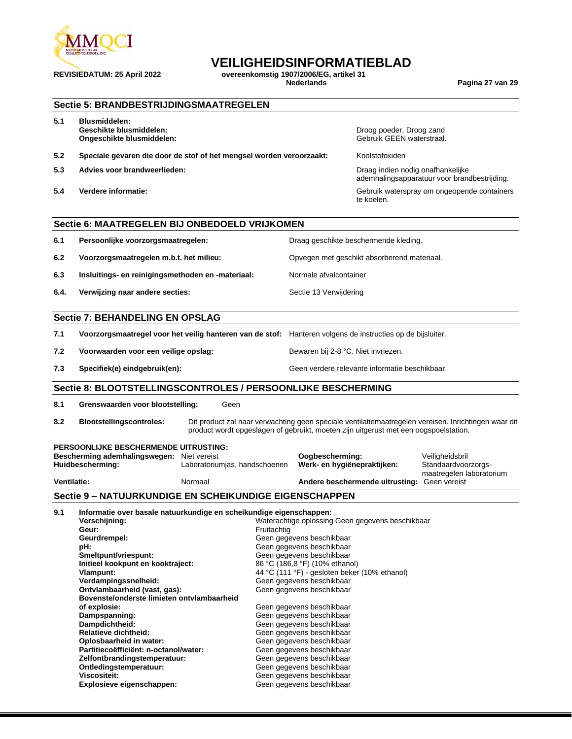## Sectie 5: BRANDBESTRIJDINGSMAATREGELEN

| | | |
|---|---|---|
| **5.1** | **Blusmiddelen:** | |
| | **Geschikte blusmiddelen:** | Droog poeder, Droog zand |
| | **Ongeschikte blusmiddelen:** | Gebruik GEEN waterstraal. |
| **5.2** | **Speciale gevaren die door de stof of het mengsel worden veroorzaakt:** | Koolstofoxiden |
| **5.3** | **Advies voor brandweerlieden:** | Draag indien nodig onafhankelijke ademhalingsapparatuur voor brandbestrijding. |
| **5.4** | **Verdere informatie:** | Gebruik waterspray om ongeopende containers te koelen. |

## Sectie 6: MAATREGELEN BIJ ONBEDOELD VRIJKOMEN

| | | |
|---|---|---|
| **6.1** | **Persoonlijke voorzorgsmaatregelen:** | Draag geschikte beschermende kleding. |
| **6.2** | **Voorzorgsmaatregelen m.b.t. het milieu:** | Opvegen met geschikt absorberend materiaal. |
| **6.3** | **Insluitings- en reinigingsmethoden en -materiaal:** | Normale afvalcontainer |
| **6.4.** | **Verwijzing naar andere secties:** | Sectie 13 Verwijdering |

## Sectie 7: BEHANDELING EN OPSLAG

| | | |
|---|---|---|
| **7.1** | **Voorzorgsmaatregel voor het veilig hanteren van de stof:** | Hanteren volgens de instructies op de bijsluiter. |
| **7.2** | **Voorwaarden voor een veilige opslag:** | Bewaren bij 2-8 °C. Niet invriezen. |
| **7.3** | **Specifiek(e) eindgebruik(en):** | Geen verdere relevante informatie beschikbaar. |

## Sectie 8: BLOOTSTELLINGSCONTROLES / PERSOONLIJKE BESCHERMING

**8.1** **Grenswaarden voor blootstelling:** Geen

**8.2** **Blootstellingscontroles:** Dit product zal naar verwachting geen speciale ventilatiemaatregelen vereisen. Inrichtingen waar dit product wordt opgeslagen of gebruikt, moeten zijn uitgerust met een oogspoelstation.

**PERSOONLIJKE BESCHERMENDE UITRUSTING:**

| | | | |
|---|---|---|---|
| **Bescherming ademhalingswegen:** | Niet vereist | **Oogbescherming:** | Veiligheidsbril |
| **Huidbescherming:** | Laboratoriumjas, handschoenen | **Werk- en hygiënepraktijken:** | Standaardvoorzorgs-maatregelen laboratorium |
| **Ventilatie:** | Normaal | **Andere beschermende uitrusting:** | Geen vereist |

## Sectie 9 – NATUURKUNDIGE EN SCHEIKUNDIGE EIGENSCHAPPEN

**9.1** **Informatie over basale natuurkundige en scheikundige eigenschappen:**

| | |
|---|---|
| **Verschijning:** | Waterachtige oplossing Geen gegevens beschikbaar |
| **Geur:** | Fruitachtig |
| **Geurdrempel:** | Geen gegevens beschikbaar |
| **pH:** | Geen gegevens beschikbaar |
| **Smeltpunt/vriespunt:** | Geen gegevens beschikbaar |
| **Initieel kookpunt en kooktraject:** | 86 °C (186,8 °F) (10% ethanol) |
| **Vlampunt:** | 44 °C (111 °F) - gesloten beker (10% ethanol) |
| **Verdampingssnelheid:** | Geen gegevens beschikbaar |
| **Ontvlambaarheid (vast, gas):** | Geen gegevens beschikbaar |
| **Bovenste/onderste limieten ontvlambaarheid of explosie:** | Geen gegevens beschikbaar |
| **Dampspanning:** | Geen gegevens beschikbaar |
| **Dampdichtheid:** | Geen gegevens beschikbaar |
| **Relatieve dichtheid:** | Geen gegevens beschikbaar |
| **Oplosbaarheid in water:** | Geen gegevens beschikbaar |
| **Partitiecoëfficiënt: n-octanol/water:** | Geen gegevens beschikbaar |
| **Zelfontbrandingstemperatuur:** | Geen gegevens beschikbaar |
| **Ontledingstemperatuur:** | Geen gegevens beschikbaar |
| **Viscositeit:** | Geen gegevens beschikbaar |
| **Explosieve eigenschappen:** | Geen gegevens beschikbaar |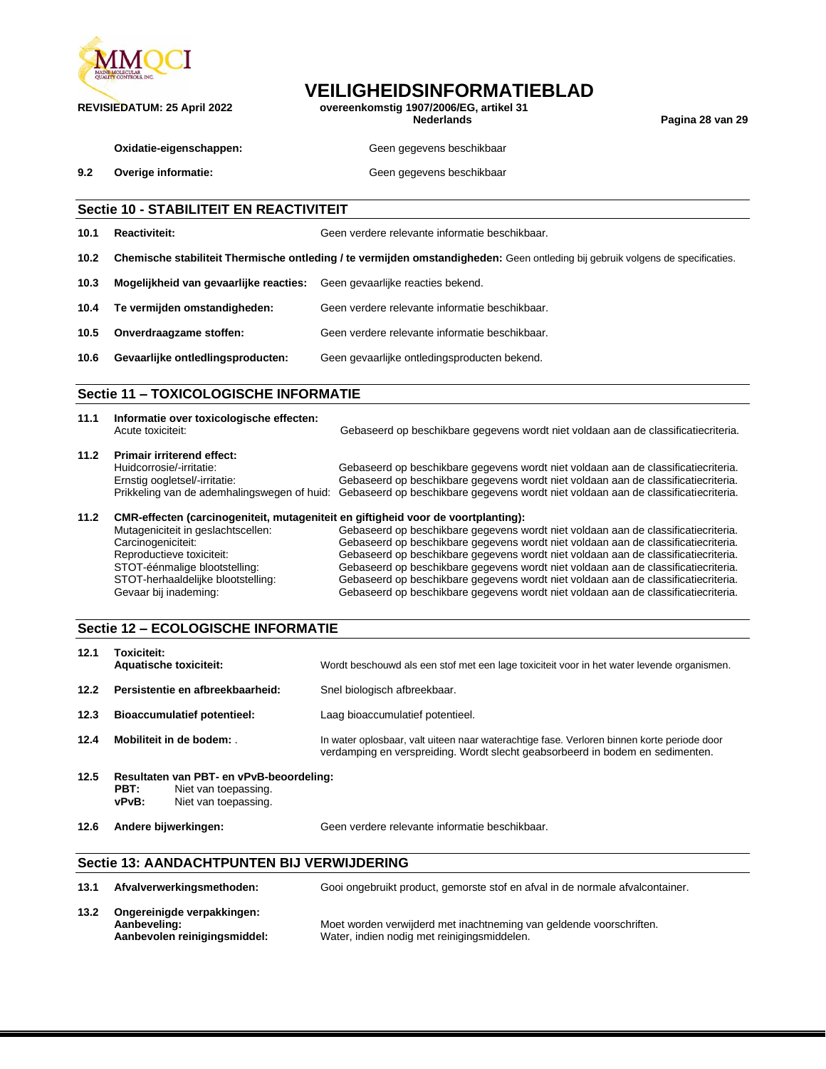| | | |
|---|---|---|
| | **Oxidatie-eigenschappen:** | Geen gegevens beschikbaar |
| **9.2** | **Overige informatie:** | Geen gegevens beschikbaar |

## Sectie 10 - STABILITEIT EN REACTIVITEIT

**10.1** **Reactiviteit:** Geen verdere relevante informatie beschikbaar.

**10.2** **Chemische stabiliteit Thermische ontleding / te vermijden omstandigheden:** Geen ontleding bij gebruik volgens de specificaties.

**10.3** **Mogelijkheid van gevaarlijke reacties:** Geen gevaarlijke reacties bekend.

**10.4** **Te vermijden omstandigheden:** Geen verdere relevante informatie beschikbaar.

**10.5** **Onverdraagzame stoffen:** Geen verdere relevante informatie beschikbaar.

**10.6** **Gevaarlijke ontledlingsproducten:** Geen gevaarlijke ontledingsproducten bekend.

## Sectie 11 – TOXICOLOGISCHE INFORMATIE

**11.1** **Informatie over toxicologische effecten:**

| | |
|---|---|
| Acute toxiciteit: | Gebaseerd op beschikbare gegevens wordt niet voldaan aan de classificatiecriteria. |

**11.2** **Primair irriterend effect:**

| | |
|---|---|
| Huidcorrosie/-irritatie: | Gebaseerd op beschikbare gegevens wordt niet voldaan aan de classificatiecriteria. |
| Ernstig oogletsel/-irritatie: | Gebaseerd op beschikbare gegevens wordt niet voldaan aan de classificatiecriteria. |
| Prikkeling van de ademhalingswegen of huid: | Gebaseerd op beschikbare gegevens wordt niet voldaan aan de classificatiecriteria. |

**11.2** **CMR-effecten (carcinogeniteit, mutageniteit en giftigheid voor de voortplanting):**

| | |
|---|---|
| Mutageniciteit in geslachtscellen: | Gebaseerd op beschikbare gegevens wordt niet voldaan aan de classificatiecriteria. |
| Carcinogeniciteit: | Gebaseerd op beschikbare gegevens wordt niet voldaan aan de classificatiecriteria. |
| Reproductieve toxiciteit: | Gebaseerd op beschikbare gegevens wordt niet voldaan aan de classificatiecriteria. |
| STOT-éénmalige blootstelling: | Gebaseerd op beschikbare gegevens wordt niet voldaan aan de classificatiecriteria. |
| STOT-herhaaldelijke blootstelling: | Gebaseerd op beschikbare gegevens wordt niet voldaan aan de classificatiecriteria. |
| Gevaar bij inademing: | Gebaseerd op beschikbare gegevens wordt niet voldaan aan de classificatiecriteria. |

## Sectie 12 – ECOLOGISCHE INFORMATIE

**12.1** **Toxiciteit:**
**Aquatische toxiciteit:** Wordt beschouwd als een stof met een lage toxiciteit voor in het water levende organismen.

**12.2** **Persistentie en afbreekbaarheid:** Snel biologisch afbreekbaar.

**12.3** **Bioaccumulatief potentieel:** Laag bioaccumulatief potentieel.

**12.4** **Mobiliteit in de bodem:** . In water oplosbaar, valt uiteen naar waterachtige fase. Verloren binnen korte periode door verdamping en verspreiding. Wordt slecht geabsorbeerd in bodem en sedimenten.

**12.5** **Resultaten van PBT- en vPvB-beoordeling:**
**PBT:** Niet van toepassing.
**vPvB:** Niet van toepassing.

**12.6** **Andere bijwerkingen:** Geen verdere relevante informatie beschikbaar.

## Sectie 13: AANDACHTPUNTEN BIJ VERWIJDERING

**13.1** **Afvalverwerkingsmethoden:** Gooi ongebruikt product, gemorste stof en afval in de normale afvalcontainer.

**13.2** **Ongereinigde verpakkingen:**
**Aanbeveling:** Moet worden verwijderd met inachtneming van geldende voorschriften.
**Aanbevolen reinigingsmiddel:** Water, indien nodig met reinigingsmiddelen.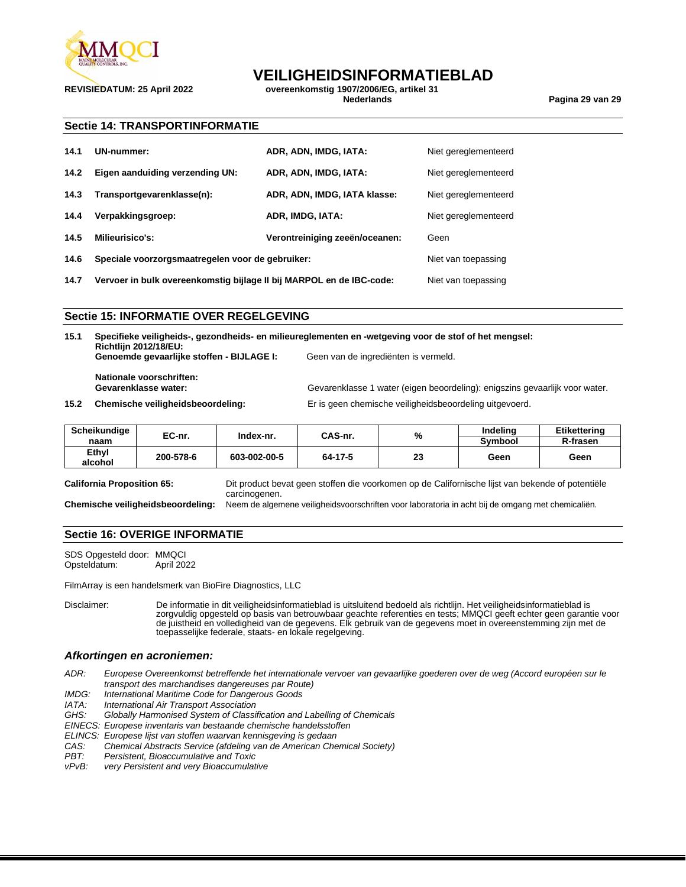## Sectie 14: TRANSPORTINFORMATIE

| | | | |
|---|---|---|---|
| 14.1 | **UN-nummer:** | **ADR, ADN, IMDG, IATA:** | Niet gereglementeerd |
| 14.2 | **Eigen aanduiding verzending UN:** | **ADR, ADN, IMDG, IATA:** | Niet gereglementeerd |
| 14.3 | **Transportgevarenklasse(n):** | **ADR, ADN, IMDG, IATA klasse:** | Niet gereglementeerd |
| 14.4 | **Verpakkingsgroep:** | **ADR, IMDG, IATA:** | Niet gereglementeerd |
| 14.5 | **Milieurisico's:** | **Verontreiniging zeeën/oceanen:** | Geen |
| 14.6 | **Speciale voorzorgsmaatregelen voor de gebruiker:** | | Niet van toepassing |
| 14.7 | **Vervoer in bulk overeenkomstig bijlage II bij MARPOL en de IBC-code:** | | Niet van toepassing |

## Sectie 15: INFORMATIE OVER REGELGEVING

**15.1 Specifieke veiligheids-, gezondheids- en milieureglementen en -wetgeving voor de stof of het mengsel:**

**Richtlijn 2012/18/EU:**
**Genoemde gevaarlijke stoffen - BIJLAGE I:** Geen van de ingrediënten is vermeld.

**Nationale voorschriften:**
**Gevarenklasse water:** Gevarenklasse 1 water (eigen beoordeling): enigszins gevaarlijk voor water.

**15.2 Chemische veiligheidsbeoordeling:** Er is geen chemische veiligheidsbeoordeling uitgevoerd.

| Scheikundige naam | EC-nr. | Index-nr. | CAS-nr. | % | Indeling | Etikettering |
|---|---|---|---|---|---|---|
| | | | | | Symbool | R-frasen |
| Ethyl alcohol | 200-578-6 | 603-002-00-5 | 64-17-5 | 23 | Geen | Geen |

**California Proposition 65:** Dit product bevat geen stoffen die voorkomen op de Californische lijst van bekende of potentiële carcinogenen.

**Chemische veiligheidsbeoordeling:** Neem de algemene veiligheidsvoorschriften voor laboratoria in acht bij de omgang met chemicaliën.

## Sectie 16: OVERIGE INFORMATIE

SDS Opgesteld door: MMQCI
Opsteldatum: April 2022

FilmArray is een handelsmerk van BioFire Diagnostics, LLC

Disclaimer: De informatie in dit veiligheidsinformatieblad is uitsluitend bedoeld als richtlijn. Het veiligheidsinformatieblad is zorgvuldig opgesteld op basis van betrouwbaar geachte referenties en tests; MMQCI geeft echter geen garantie voor de juistheid en volledigheid van de gegevens. Elk gebruik van de gegevens moet in overeenstemming zijn met de toepasselijke federale, staats- en lokale regelgeving.

### *Afkortingen en acroniemen:*

*ADR: Europese Overeenkomst betreffende het internationale vervoer van gevaarlijke goederen over de weg (Accord européen sur le transport des marchandises dangereuses par Route)*
*IMDG: International Maritime Code for Dangerous Goods*
*IATA: International Air Transport Association*
*GHS: Globally Harmonised System of Classification and Labelling of Chemicals*
*EINECS: Europese inventaris van bestaande chemische handelsstoffen*
*ELINCS: Europese lijst van stoffen waarvan kennisgeving is gedaan*
*CAS: Chemical Abstracts Service (afdeling van de American Chemical Society)*
*PBT: Persistent, Bioaccumulative and Toxic*
*vPvB: very Persistent and very Bioaccumulative*